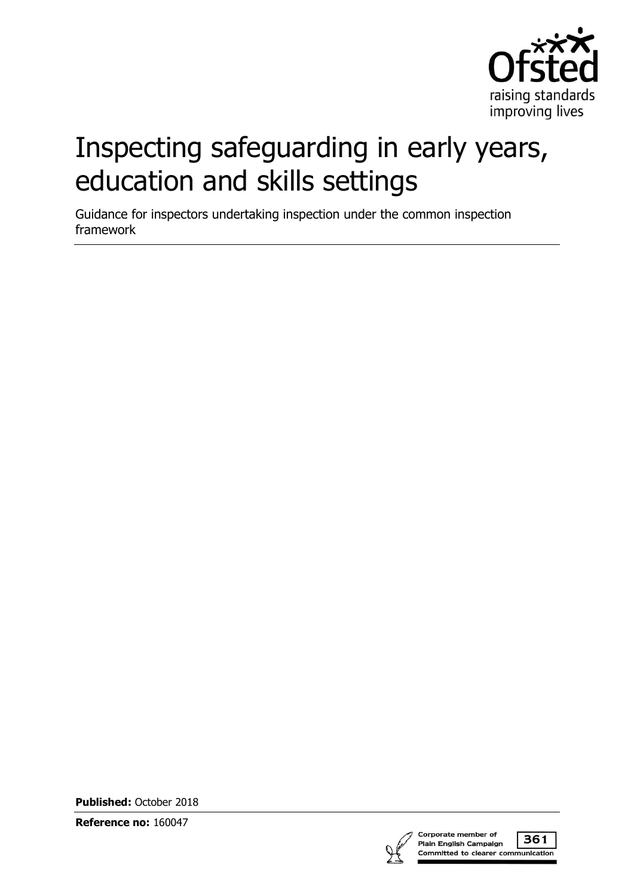Ofsted

raising standards improving lives

# Inspecting safeguarding in early years, education and skills settings

Guidance for inspectors undertaking inspection under the common inspection framework

**Published:** October 2018

**Reference no:** 160047

Corporate member of Plain English Campaign 361 Committed to clearer communication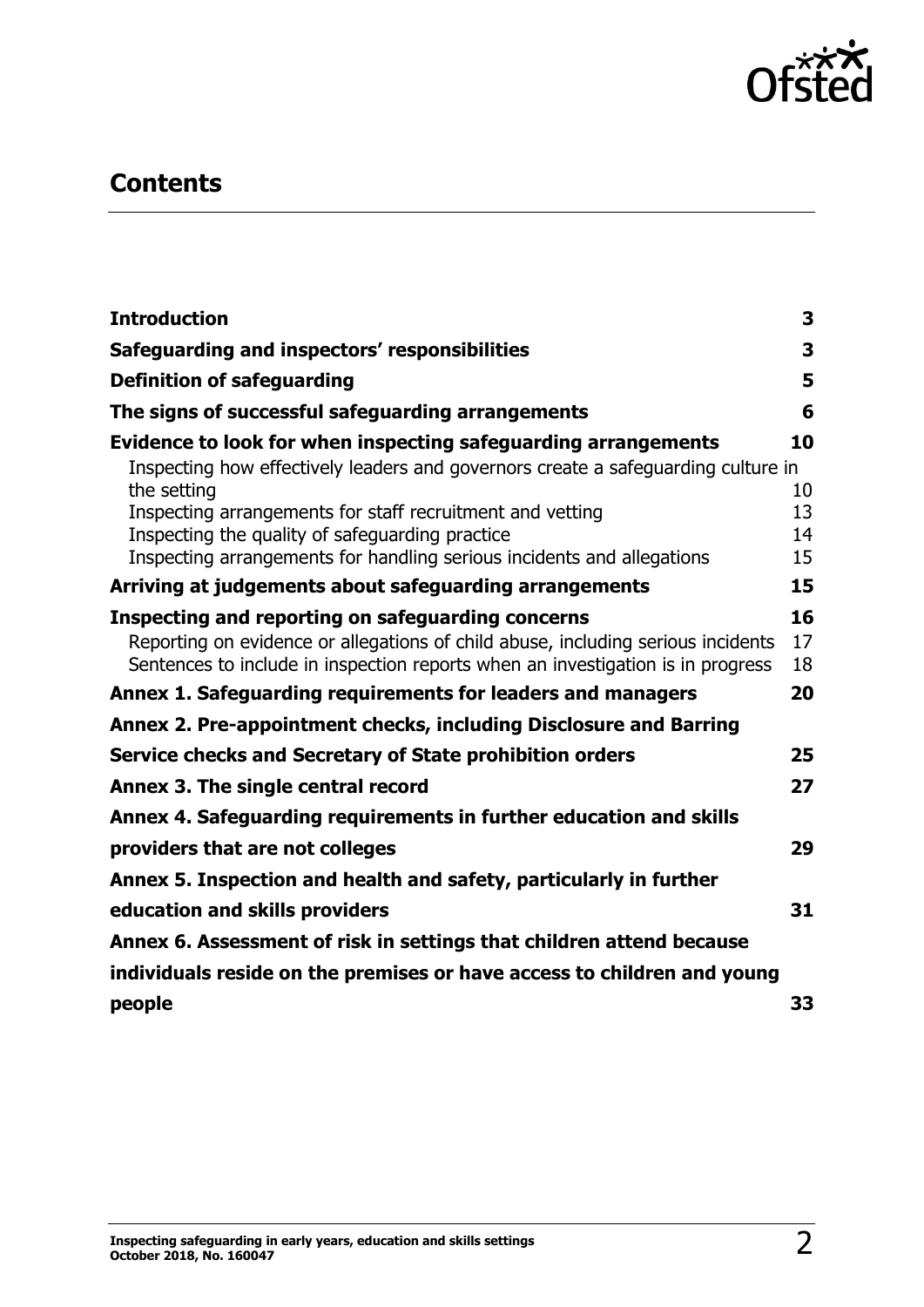## Contents

| | |
|---|---|
| **Introduction** | **3** |
| **Safeguarding and inspectors' responsibilities** | **3** |
| **Definition of safeguarding** | **5** |
| **The signs of successful safeguarding arrangements** | **6** |
| **Evidence to look for when inspecting safeguarding arrangements** | **10** |
| Inspecting how effectively leaders and governors create a safeguarding culture in the setting | 10 |
| Inspecting arrangements for staff recruitment and vetting | 13 |
| Inspecting the quality of safeguarding practice | 14 |
| Inspecting arrangements for handling serious incidents and allegations | 15 |
| **Arriving at judgements about safeguarding arrangements** | **15** |
| **Inspecting and reporting on safeguarding concerns** | **16** |
| Reporting on evidence or allegations of child abuse, including serious incidents | 17 |
| Sentences to include in inspection reports when an investigation is in progress | 18 |
| **Annex 1. Safeguarding requirements for leaders and managers** | **20** |
| **Annex 2. Pre-appointment checks, including Disclosure and Barring Service checks and Secretary of State prohibition orders** | **25** |
| **Annex 3. The single central record** | **27** |
| **Annex 4. Safeguarding requirements in further education and skills providers that are not colleges** | **29** |
| **Annex 5. Inspection and health and safety, particularly in further education and skills providers** | **31** |
| **Annex 6. Assessment of risk in settings that children attend because individuals reside on the premises or have access to children and young people** | **33** |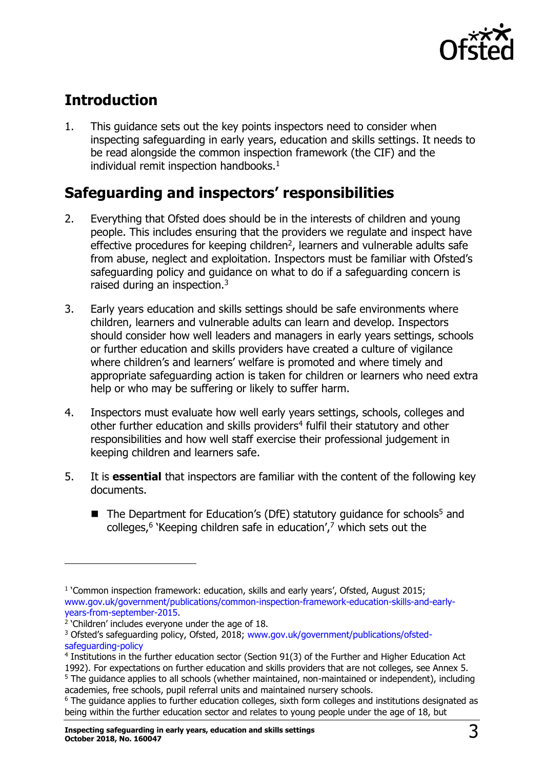## Introduction

1. This guidance sets out the key points inspectors need to consider when inspecting safeguarding in early years, education and skills settings. It needs to be read alongside the common inspection framework (the CIF) and the individual remit inspection handbooks.[1]

## Safeguarding and inspectors' responsibilities

2. Everything that Ofsted does should be in the interests of children and young people. This includes ensuring that the providers we regulate and inspect have effective procedures for keeping children[2], learners and vulnerable adults safe from abuse, neglect and exploitation. Inspectors must be familiar with Ofsted's safeguarding policy and guidance on what to do if a safeguarding concern is raised during an inspection.[3]

3. Early years education and skills settings should be safe environments where children, learners and vulnerable adults can learn and develop. Inspectors should consider how well leaders and managers in early years settings, schools or further education and skills providers have created a culture of vigilance where children's and learners' welfare is promoted and where timely and appropriate safeguarding action is taken for children or learners who need extra help or who may be suffering or likely to suffer harm.

4. Inspectors must evaluate how well early years settings, schools, colleges and other further education and skills providers[4] fulfil their statutory and other responsibilities and how well staff exercise their professional judgement in keeping children and learners safe.

5. It is **essential** that inspectors are familiar with the content of the following key documents.

   - The Department for Education's (DfE) statutory guidance for schools[5] and colleges,[6] 'Keeping children safe in education',[7] which sets out the

---

[1] 'Common inspection framework: education, skills and early years', Ofsted, August 2015; www.gov.uk/government/publications/common-inspection-framework-education-skills-and-early-years-from-september-2015.

[2] 'Children' includes everyone under the age of 18.

[3] Ofsted's safeguarding policy, Ofsted, 2018; www.gov.uk/government/publications/ofsted-safeguarding-policy

[4] Institutions in the further education sector (Section 91(3) of the Further and Higher Education Act 1992). For expectations on further education and skills providers that are not colleges, see Annex 5.

[5] The guidance applies to all schools (whether maintained, non-maintained or independent), including academies, free schools, pupil referral units and maintained nursery schools.

[6] The guidance applies to further education colleges, sixth form colleges and institutions designated as being within the further education sector and relates to young people under the age of 18, but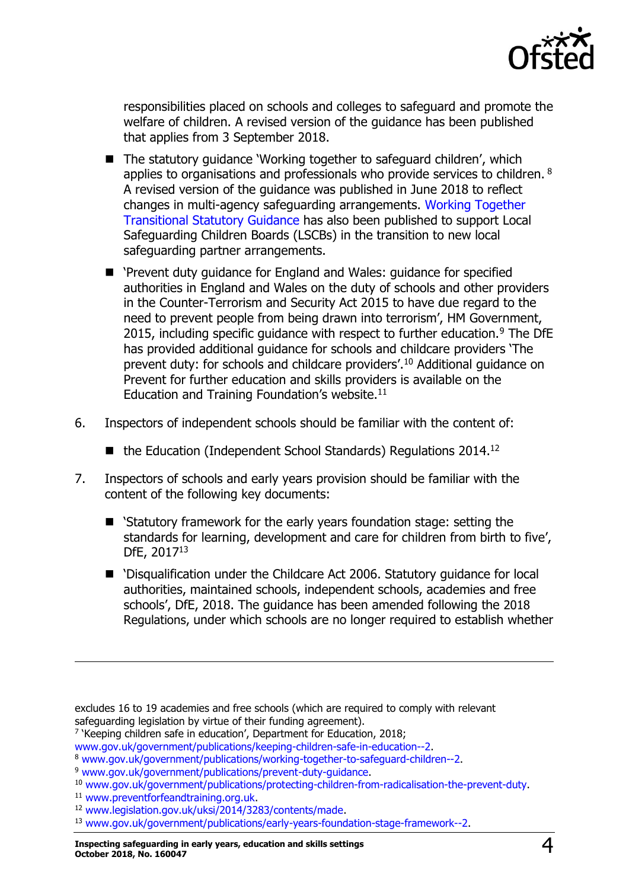responsibilities placed on schools and colleges to safeguard and promote the welfare of children. A revised version of the guidance has been published that applies from 3 September 2018.

- The statutory guidance 'Working together to safeguard children', which applies to organisations and professionals who provide services to children.[8] A revised version of the guidance was published in June 2018 to reflect changes in multi-agency safeguarding arrangements. Working Together Transitional Statutory Guidance has also been published to support Local Safeguarding Children Boards (LSCBs) in the transition to new local safeguarding partner arrangements.
- 'Prevent duty guidance for England and Wales: guidance for specified authorities in England and Wales on the duty of schools and other providers in the Counter-Terrorism and Security Act 2015 to have due regard to the need to prevent people from being drawn into terrorism', HM Government, 2015, including specific guidance with respect to further education.[9] The DfE has provided additional guidance for schools and childcare providers 'The prevent duty: for schools and childcare providers'.[10] Additional guidance on Prevent for further education and skills providers is available on the Education and Training Foundation's website.[11]

6. Inspectors of independent schools should be familiar with the content of:

   - the Education (Independent School Standards) Regulations 2014.[12]

7. Inspectors of schools and early years provision should be familiar with the content of the following key documents:

   - 'Statutory framework for the early years foundation stage: setting the standards for learning, development and care for children from birth to five', DfE, 2017[13]
   - 'Disqualification under the Childcare Act 2006. Statutory guidance for local authorities, maintained schools, independent schools, academies and free schools', DfE, 2018. The guidance has been amended following the 2018 Regulations, under which schools are no longer required to establish whether

---

excludes 16 to 19 academies and free schools (which are required to comply with relevant safeguarding legislation by virtue of their funding agreement).

[7] 'Keeping children safe in education', Department for Education, 2018; www.gov.uk/government/publications/keeping-children-safe-in-education--2.

[8] www.gov.uk/government/publications/working-together-to-safeguard-children--2.

[9] www.gov.uk/government/publications/prevent-duty-guidance.

[10] www.gov.uk/government/publications/protecting-children-from-radicalisation-the-prevent-duty.

[11] www.preventforfeandtraining.org.uk.

[12] www.legislation.gov.uk/uksi/2014/3283/contents/made.

[13] www.gov.uk/government/publications/early-years-foundation-stage-framework--2.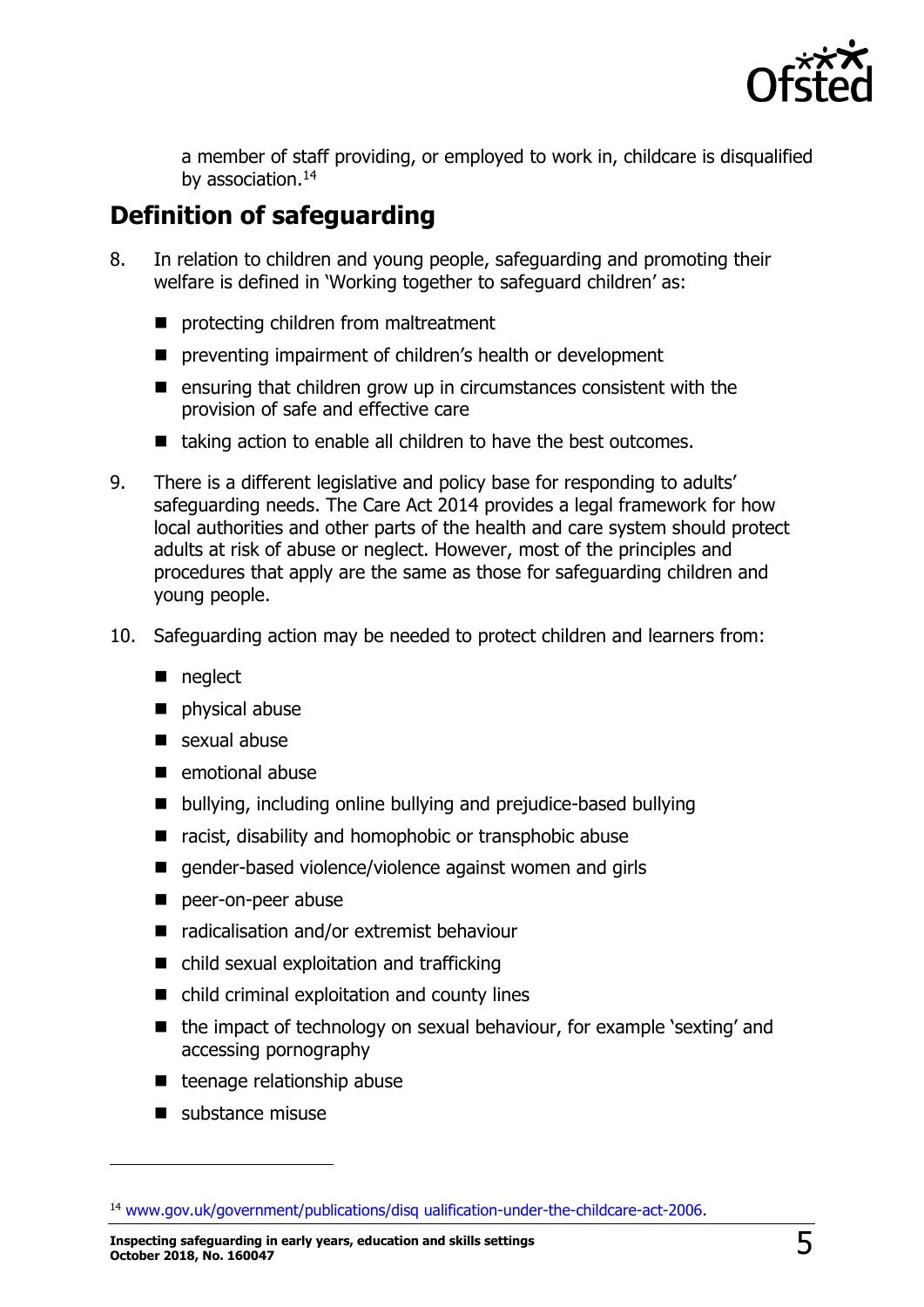a member of staff providing, or employed to work in, childcare is disqualified by association.[14]

## Definition of safeguarding

8. In relation to children and young people, safeguarding and promoting their welfare is defined in 'Working together to safeguard children' as:

   - protecting children from maltreatment
   - preventing impairment of children's health or development
   - ensuring that children grow up in circumstances consistent with the provision of safe and effective care
   - taking action to enable all children to have the best outcomes.

9. There is a different legislative and policy base for responding to adults' safeguarding needs. The Care Act 2014 provides a legal framework for how local authorities and other parts of the health and care system should protect adults at risk of abuse or neglect. However, most of the principles and procedures that apply are the same as those for safeguarding children and young people.

10. Safeguarding action may be needed to protect children and learners from:

    - neglect
    - physical abuse
    - sexual abuse
    - emotional abuse
    - bullying, including online bullying and prejudice-based bullying
    - racist, disability and homophobic or transphobic abuse
    - gender-based violence/violence against women and girls
    - peer-on-peer abuse
    - radicalisation and/or extremist behaviour
    - child sexual exploitation and trafficking
    - child criminal exploitation and county lines
    - the impact of technology on sexual behaviour, for example 'sexting' and accessing pornography
    - teenage relationship abuse
    - substance misuse

---

[14] www.gov.uk/government/publications/disq ualification-under-the-childcare-act-2006.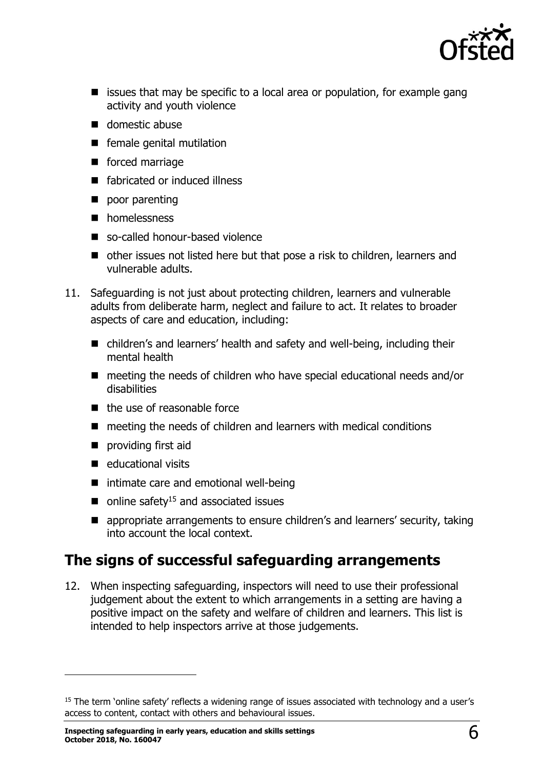- issues that may be specific to a local area or population, for example gang activity and youth violence
- domestic abuse
- female genital mutilation
- forced marriage
- fabricated or induced illness
- poor parenting
- homelessness
- so-called honour-based violence
- other issues not listed here but that pose a risk to children, learners and vulnerable adults.

11. Safeguarding is not just about protecting children, learners and vulnerable adults from deliberate harm, neglect and failure to act. It relates to broader aspects of care and education, including:

    - children's and learners' health and safety and well-being, including their mental health
    - meeting the needs of children who have special educational needs and/or disabilities
    - the use of reasonable force
    - meeting the needs of children and learners with medical conditions
    - providing first aid
    - educational visits
    - intimate care and emotional well-being
    - online safety[15] and associated issues
    - appropriate arrangements to ensure children's and learners' security, taking into account the local context.

## The signs of successful safeguarding arrangements

12. When inspecting safeguarding, inspectors will need to use their professional judgement about the extent to which arrangements in a setting are having a positive impact on the safety and welfare of children and learners. This list is intended to help inspectors arrive at those judgements.

[15] The term 'online safety' reflects a widening range of issues associated with technology and a user's access to content, contact with others and behavioural issues.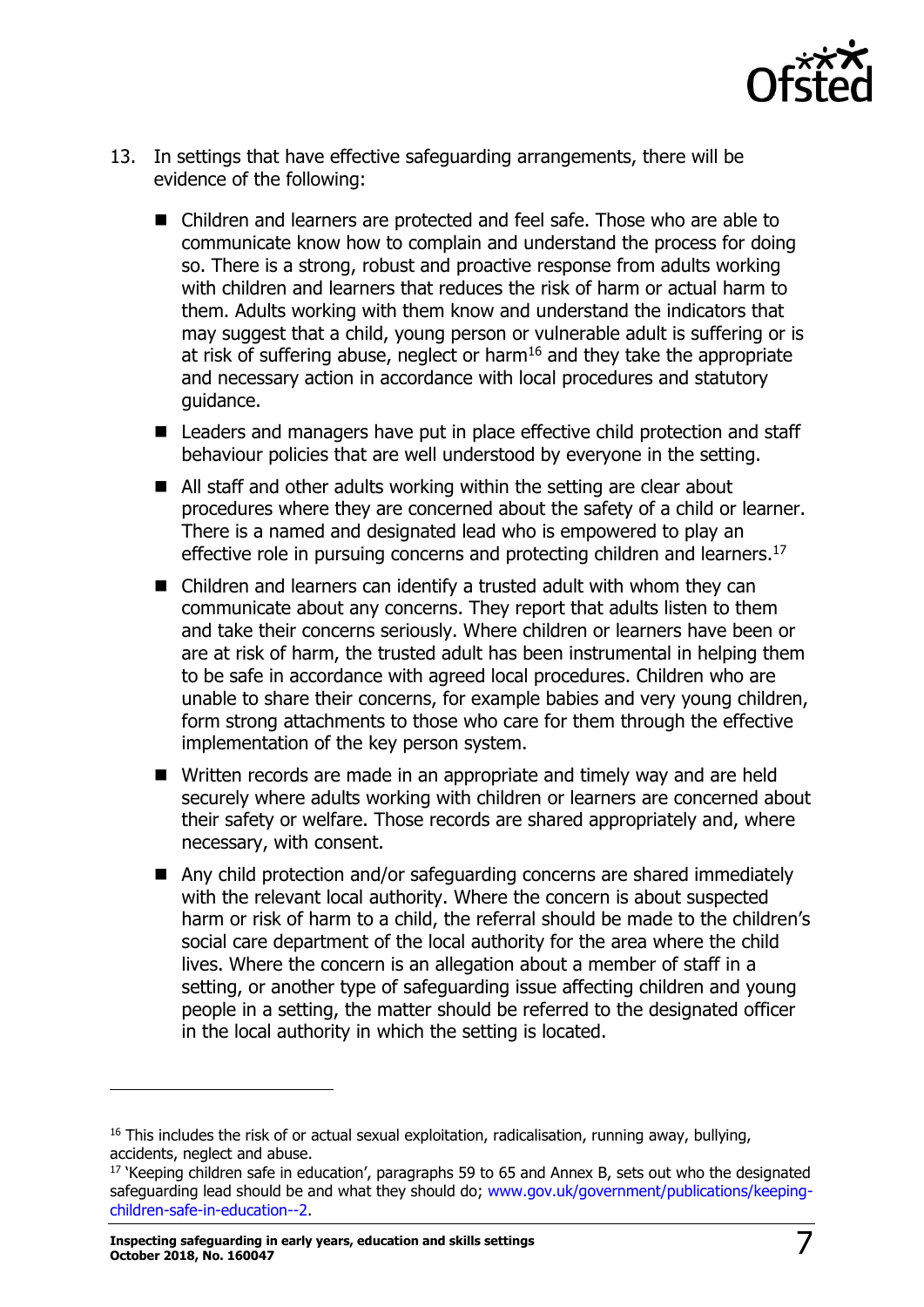13. In settings that have effective safeguarding arrangements, there will be evidence of the following:

    - Children and learners are protected and feel safe. Those who are able to communicate know how to complain and understand the process for doing so. There is a strong, robust and proactive response from adults working with children and learners that reduces the risk of harm or actual harm to them. Adults working with them know and understand the indicators that may suggest that a child, young person or vulnerable adult is suffering or is at risk of suffering abuse, neglect or harm[16] and they take the appropriate and necessary action in accordance with local procedures and statutory guidance.
    - Leaders and managers have put in place effective child protection and staff behaviour policies that are well understood by everyone in the setting.
    - All staff and other adults working within the setting are clear about procedures where they are concerned about the safety of a child or learner. There is a named and designated lead who is empowered to play an effective role in pursuing concerns and protecting children and learners.[17]
    - Children and learners can identify a trusted adult with whom they can communicate about any concerns. They report that adults listen to them and take their concerns seriously. Where children or learners have been or are at risk of harm, the trusted adult has been instrumental in helping them to be safe in accordance with agreed local procedures. Children who are unable to share their concerns, for example babies and very young children, form strong attachments to those who care for them through the effective implementation of the key person system.
    - Written records are made in an appropriate and timely way and are held securely where adults working with children or learners are concerned about their safety or welfare. Those records are shared appropriately and, where necessary, with consent.
    - Any child protection and/or safeguarding concerns are shared immediately with the relevant local authority. Where the concern is about suspected harm or risk of harm to a child, the referral should be made to the children's social care department of the local authority for the area where the child lives. Where the concern is an allegation about a member of staff in a setting, or another type of safeguarding issue affecting children and young people in a setting, the matter should be referred to the designated officer in the local authority in which the setting is located.

---

[16] This includes the risk of or actual sexual exploitation, radicalisation, running away, bullying, accidents, neglect and abuse.

[17] 'Keeping children safe in education', paragraphs 59 to 65 and Annex B, sets out who the designated safeguarding lead should be and what they should do; www.gov.uk/government/publications/keeping-children-safe-in-education--2.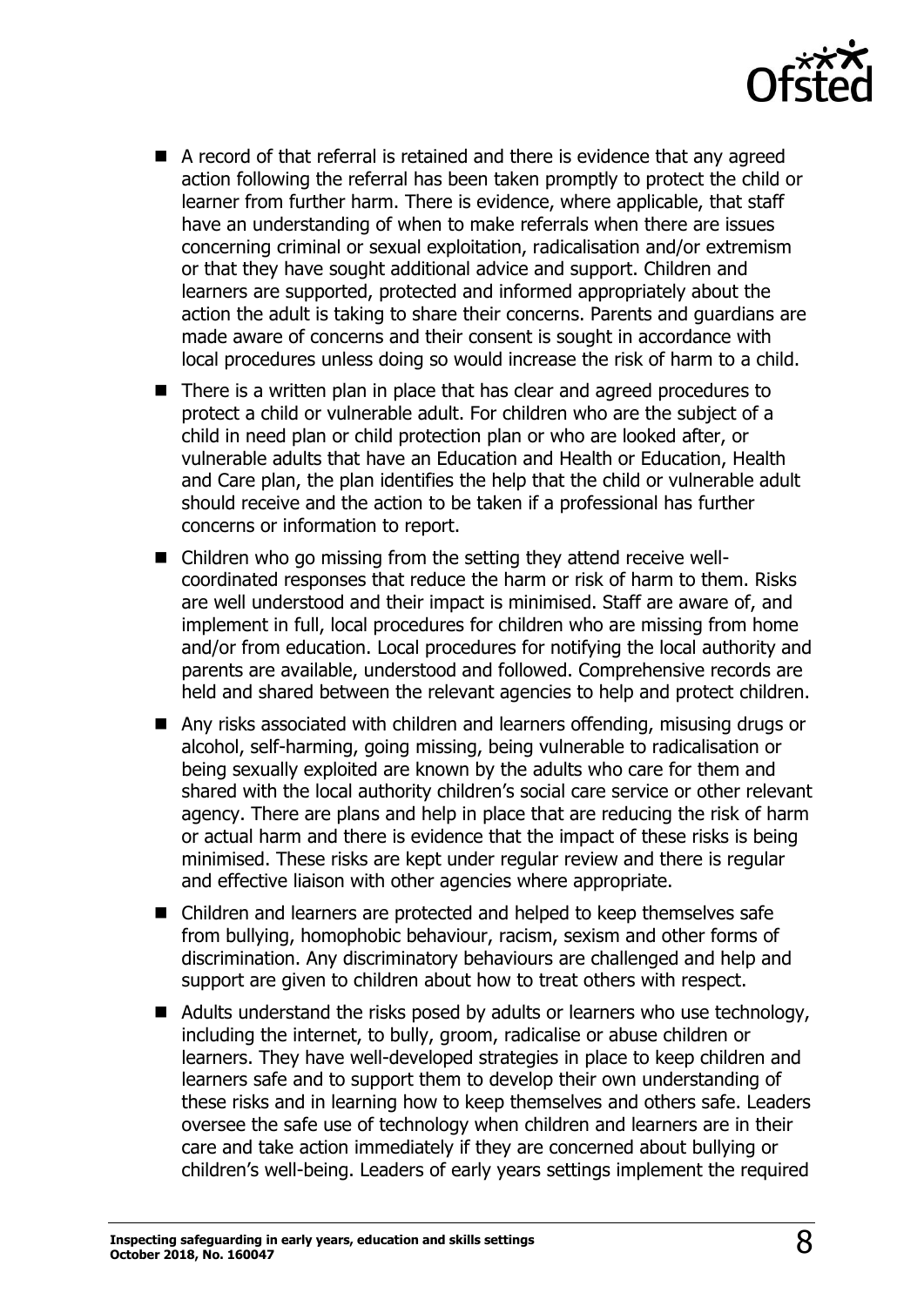- A record of that referral is retained and there is evidence that any agreed action following the referral has been taken promptly to protect the child or learner from further harm. There is evidence, where applicable, that staff have an understanding of when to make referrals when there are issues concerning criminal or sexual exploitation, radicalisation and/or extremism or that they have sought additional advice and support. Children and learners are supported, protected and informed appropriately about the action the adult is taking to share their concerns. Parents and guardians are made aware of concerns and their consent is sought in accordance with local procedures unless doing so would increase the risk of harm to a child.
- There is a written plan in place that has clear and agreed procedures to protect a child or vulnerable adult. For children who are the subject of a child in need plan or child protection plan or who are looked after, or vulnerable adults that have an Education and Health or Education, Health and Care plan, the plan identifies the help that the child or vulnerable adult should receive and the action to be taken if a professional has further concerns or information to report.
- Children who go missing from the setting they attend receive well-coordinated responses that reduce the harm or risk of harm to them. Risks are well understood and their impact is minimised. Staff are aware of, and implement in full, local procedures for children who are missing from home and/or from education. Local procedures for notifying the local authority and parents are available, understood and followed. Comprehensive records are held and shared between the relevant agencies to help and protect children.
- Any risks associated with children and learners offending, misusing drugs or alcohol, self-harming, going missing, being vulnerable to radicalisation or being sexually exploited are known by the adults who care for them and shared with the local authority children's social care service or other relevant agency. There are plans and help in place that are reducing the risk of harm or actual harm and there is evidence that the impact of these risks is being minimised. These risks are kept under regular review and there is regular and effective liaison with other agencies where appropriate.
- Children and learners are protected and helped to keep themselves safe from bullying, homophobic behaviour, racism, sexism and other forms of discrimination. Any discriminatory behaviours are challenged and help and support are given to children about how to treat others with respect.
- Adults understand the risks posed by adults or learners who use technology, including the internet, to bully, groom, radicalise or abuse children or learners. They have well-developed strategies in place to keep children and learners safe and to support them to develop their own understanding of these risks and in learning how to keep themselves and others safe. Leaders oversee the safe use of technology when children and learners are in their care and take action immediately if they are concerned about bullying or children's well-being. Leaders of early years settings implement the required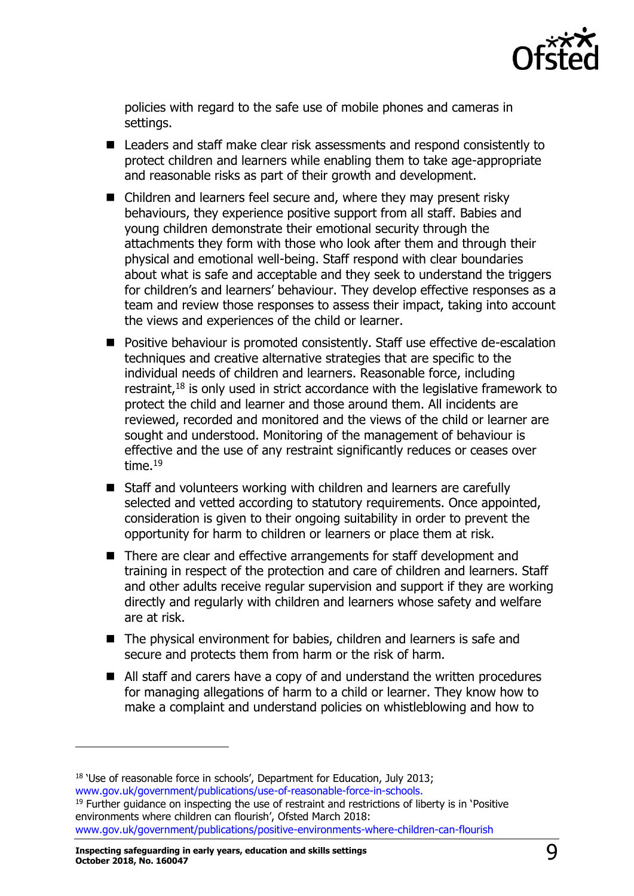policies with regard to the safe use of mobile phones and cameras in settings.

- Leaders and staff make clear risk assessments and respond consistently to protect children and learners while enabling them to take age-appropriate and reasonable risks as part of their growth and development.
- Children and learners feel secure and, where they may present risky behaviours, they experience positive support from all staff. Babies and young children demonstrate their emotional security through the attachments they form with those who look after them and through their physical and emotional well-being. Staff respond with clear boundaries about what is safe and acceptable and they seek to understand the triggers for children's and learners' behaviour. They develop effective responses as a team and review those responses to assess their impact, taking into account the views and experiences of the child or learner.
- Positive behaviour is promoted consistently. Staff use effective de-escalation techniques and creative alternative strategies that are specific to the individual needs of children and learners. Reasonable force, including restraint,[18] is only used in strict accordance with the legislative framework to protect the child and learner and those around them. All incidents are reviewed, recorded and monitored and the views of the child or learner are sought and understood. Monitoring of the management of behaviour is effective and the use of any restraint significantly reduces or ceases over time.[19]
- Staff and volunteers working with children and learners are carefully selected and vetted according to statutory requirements. Once appointed, consideration is given to their ongoing suitability in order to prevent the opportunity for harm to children or learners or place them at risk.
- There are clear and effective arrangements for staff development and training in respect of the protection and care of children and learners. Staff and other adults receive regular supervision and support if they are working directly and regularly with children and learners whose safety and welfare are at risk.
- The physical environment for babies, children and learners is safe and secure and protects them from harm or the risk of harm.
- All staff and carers have a copy of and understand the written procedures for managing allegations of harm to a child or learner. They know how to make a complaint and understand policies on whistleblowing and how to

---

[18] 'Use of reasonable force in schools', Department for Education, July 2013; www.gov.uk/government/publications/use-of-reasonable-force-in-schools.

[19] Further guidance on inspecting the use of restraint and restrictions of liberty is in 'Positive environments where children can flourish', Ofsted March 2018: www.gov.uk/government/publications/positive-environments-where-children-can-flourish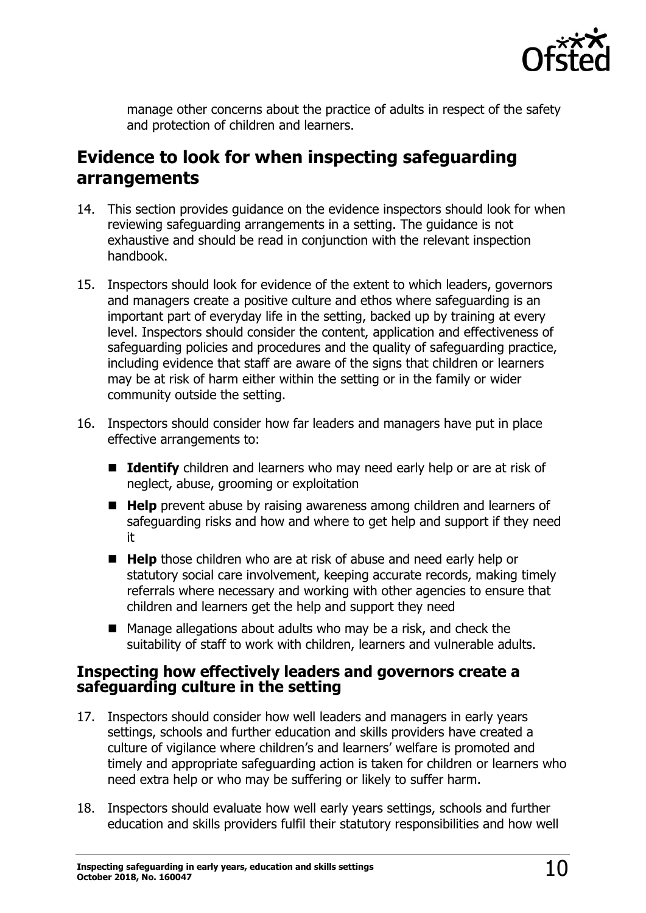manage other concerns about the practice of adults in respect of the safety and protection of children and learners.

## Evidence to look for when inspecting safeguarding arrangements

14. This section provides guidance on the evidence inspectors should look for when reviewing safeguarding arrangements in a setting. The guidance is not exhaustive and should be read in conjunction with the relevant inspection handbook.

15. Inspectors should look for evidence of the extent to which leaders, governors and managers create a positive culture and ethos where safeguarding is an important part of everyday life in the setting, backed up by training at every level. Inspectors should consider the content, application and effectiveness of safeguarding policies and procedures and the quality of safeguarding practice, including evidence that staff are aware of the signs that children or learners may be at risk of harm either within the setting or in the family or wider community outside the setting.

16. Inspectors should consider how far leaders and managers have put in place effective arrangements to:

    - **Identify** children and learners who may need early help or are at risk of neglect, abuse, grooming or exploitation
    - **Help** prevent abuse by raising awareness among children and learners of safeguarding risks and how and where to get help and support if they need it
    - **Help** those children who are at risk of abuse and need early help or statutory social care involvement, keeping accurate records, making timely referrals where necessary and working with other agencies to ensure that children and learners get the help and support they need
    - Manage allegations about adults who may be a risk, and check the suitability of staff to work with children, learners and vulnerable adults.

### Inspecting how effectively leaders and governors create a safeguarding culture in the setting

17. Inspectors should consider how well leaders and managers in early years settings, schools and further education and skills providers have created a culture of vigilance where children's and learners' welfare is promoted and timely and appropriate safeguarding action is taken for children or learners who need extra help or who may be suffering or likely to suffer harm.

18. Inspectors should evaluate how well early years settings, schools and further education and skills providers fulfil their statutory responsibilities and how well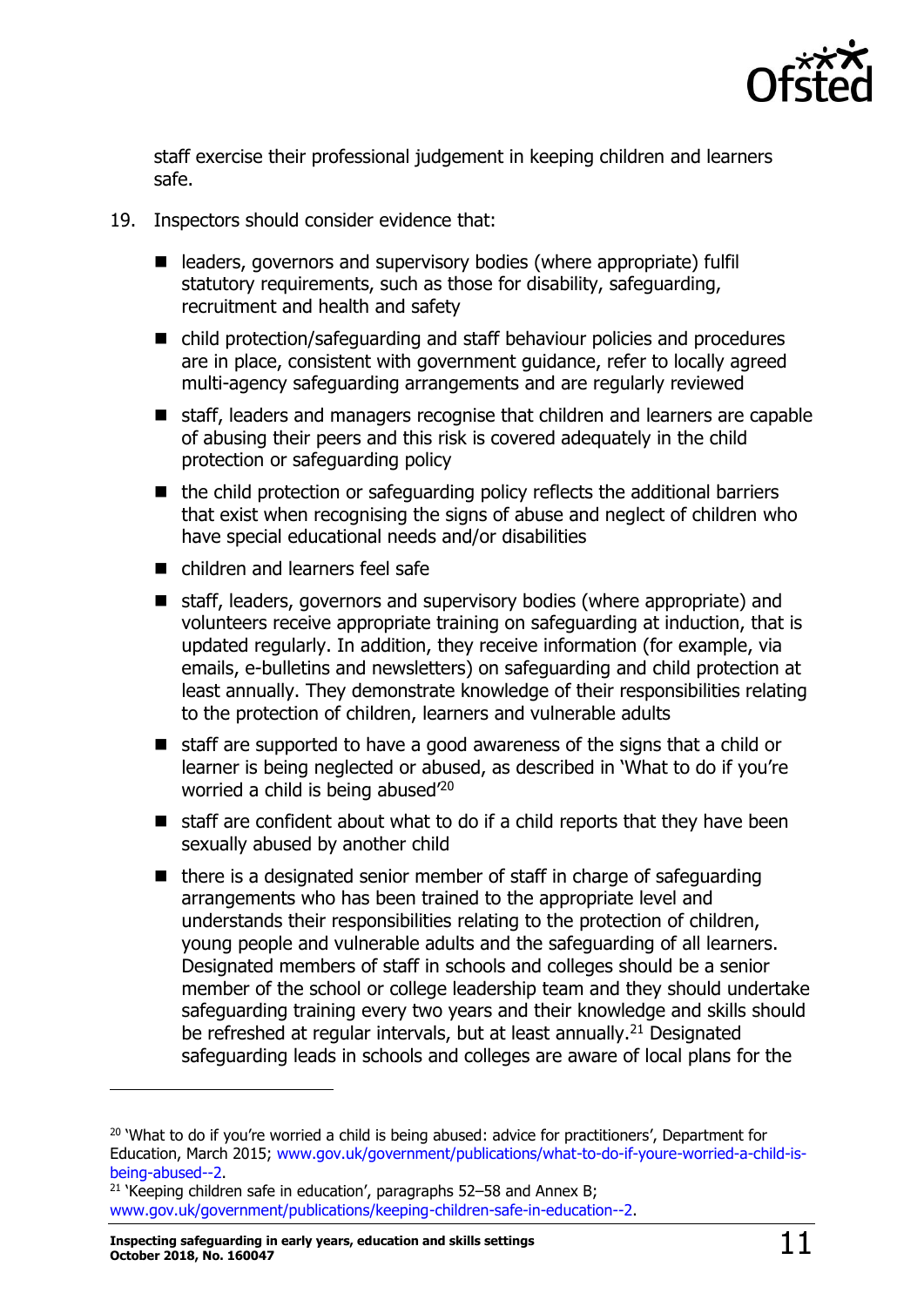staff exercise their professional judgement in keeping children and learners safe.

19. Inspectors should consider evidence that:

    - leaders, governors and supervisory bodies (where appropriate) fulfil statutory requirements, such as those for disability, safeguarding, recruitment and health and safety
    - child protection/safeguarding and staff behaviour policies and procedures are in place, consistent with government guidance, refer to locally agreed multi-agency safeguarding arrangements and are regularly reviewed
    - staff, leaders and managers recognise that children and learners are capable of abusing their peers and this risk is covered adequately in the child protection or safeguarding policy
    - the child protection or safeguarding policy reflects the additional barriers that exist when recognising the signs of abuse and neglect of children who have special educational needs and/or disabilities
    - children and learners feel safe
    - staff, leaders, governors and supervisory bodies (where appropriate) and volunteers receive appropriate training on safeguarding at induction, that is updated regularly. In addition, they receive information (for example, via emails, e-bulletins and newsletters) on safeguarding and child protection at least annually. They demonstrate knowledge of their responsibilities relating to the protection of children, learners and vulnerable adults
    - staff are supported to have a good awareness of the signs that a child or learner is being neglected or abused, as described in 'What to do if you're worried a child is being abused'[20]
    - staff are confident about what to do if a child reports that they have been sexually abused by another child
    - there is a designated senior member of staff in charge of safeguarding arrangements who has been trained to the appropriate level and understands their responsibilities relating to the protection of children, young people and vulnerable adults and the safeguarding of all learners. Designated members of staff in schools and colleges should be a senior member of the school or college leadership team and they should undertake safeguarding training every two years and their knowledge and skills should be refreshed at regular intervals, but at least annually.[21] Designated safeguarding leads in schools and colleges are aware of local plans for the

---

[20] 'What to do if you're worried a child is being abused: advice for practitioners', Department for Education, March 2015; www.gov.uk/government/publications/what-to-do-if-youre-worried-a-child-is-being-abused--2.

[21] 'Keeping children safe in education', paragraphs 52–58 and Annex B; www.gov.uk/government/publications/keeping-children-safe-in-education--2.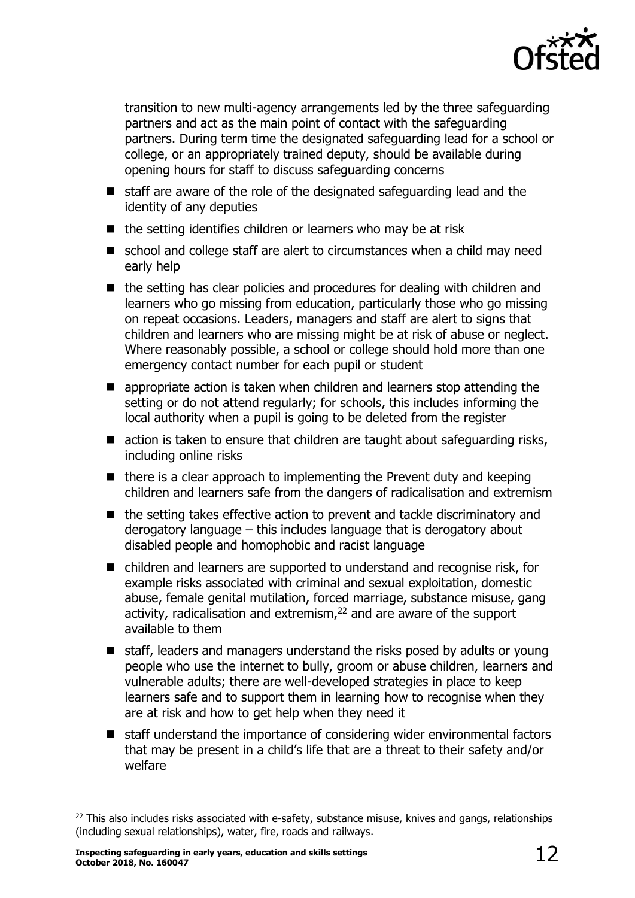transition to new multi-agency arrangements led by the three safeguarding partners and act as the main point of contact with the safeguarding partners. During term time the designated safeguarding lead for a school or college, or an appropriately trained deputy, should be available during opening hours for staff to discuss safeguarding concerns

- staff are aware of the role of the designated safeguarding lead and the identity of any deputies
- the setting identifies children or learners who may be at risk
- school and college staff are alert to circumstances when a child may need early help
- the setting has clear policies and procedures for dealing with children and learners who go missing from education, particularly those who go missing on repeat occasions. Leaders, managers and staff are alert to signs that children and learners who are missing might be at risk of abuse or neglect. Where reasonably possible, a school or college should hold more than one emergency contact number for each pupil or student
- appropriate action is taken when children and learners stop attending the setting or do not attend regularly; for schools, this includes informing the local authority when a pupil is going to be deleted from the register
- action is taken to ensure that children are taught about safeguarding risks, including online risks
- there is a clear approach to implementing the Prevent duty and keeping children and learners safe from the dangers of radicalisation and extremism
- the setting takes effective action to prevent and tackle discriminatory and derogatory language – this includes language that is derogatory about disabled people and homophobic and racist language
- children and learners are supported to understand and recognise risk, for example risks associated with criminal and sexual exploitation, domestic abuse, female genital mutilation, forced marriage, substance misuse, gang activity, radicalisation and extremism,[22] and are aware of the support available to them
- staff, leaders and managers understand the risks posed by adults or young people who use the internet to bully, groom or abuse children, learners and vulnerable adults; there are well-developed strategies in place to keep learners safe and to support them in learning how to recognise when they are at risk and how to get help when they need it
- staff understand the importance of considering wider environmental factors that may be present in a child's life that are a threat to their safety and/or welfare

[22] This also includes risks associated with e-safety, substance misuse, knives and gangs, relationships (including sexual relationships), water, fire, roads and railways.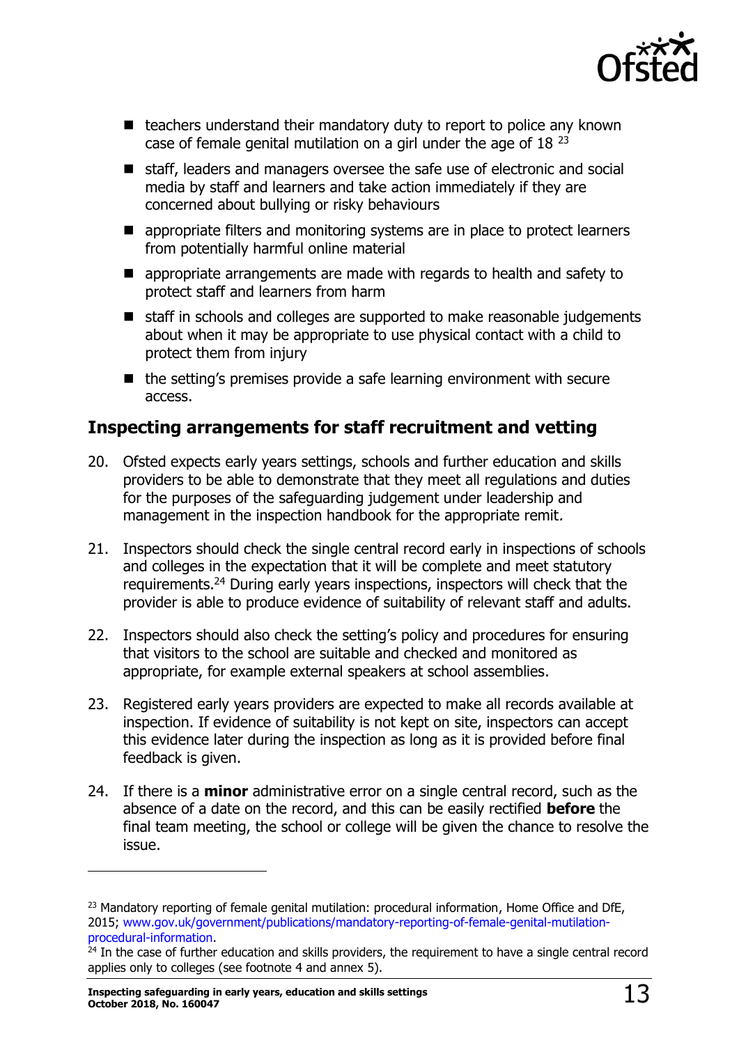- teachers understand their mandatory duty to report to police any known case of female genital mutilation on a girl under the age of 18 [23]
- staff, leaders and managers oversee the safe use of electronic and social media by staff and learners and take action immediately if they are concerned about bullying or risky behaviours
- appropriate filters and monitoring systems are in place to protect learners from potentially harmful online material
- appropriate arrangements are made with regards to health and safety to protect staff and learners from harm
- staff in schools and colleges are supported to make reasonable judgements about when it may be appropriate to use physical contact with a child to protect them from injury
- the setting's premises provide a safe learning environment with secure access.

## Inspecting arrangements for staff recruitment and vetting

20. Ofsted expects early years settings, schools and further education and skills providers to be able to demonstrate that they meet all regulations and duties for the purposes of the safeguarding judgement under leadership and management in the inspection handbook for the appropriate remit.

21. Inspectors should check the single central record early in inspections of schools and colleges in the expectation that it will be complete and meet statutory requirements.[24] During early years inspections, inspectors will check that the provider is able to produce evidence of suitability of relevant staff and adults.

22. Inspectors should also check the setting's policy and procedures for ensuring that visitors to the school are suitable and checked and monitored as appropriate, for example external speakers at school assemblies.

23. Registered early years providers are expected to make all records available at inspection. If evidence of suitability is not kept on site, inspectors can accept this evidence later during the inspection as long as it is provided before final feedback is given.

24. If there is a **minor** administrative error on a single central record, such as the absence of a date on the record, and this can be easily rectified **before** the final team meeting, the school or college will be given the chance to resolve the issue.

---

[23] Mandatory reporting of female genital mutilation: procedural information, Home Office and DfE, 2015; www.gov.uk/government/publications/mandatory-reporting-of-female-genital-mutilation-procedural-information.

[24] In the case of further education and skills providers, the requirement to have a single central record applies only to colleges (see footnote 4 and annex 5).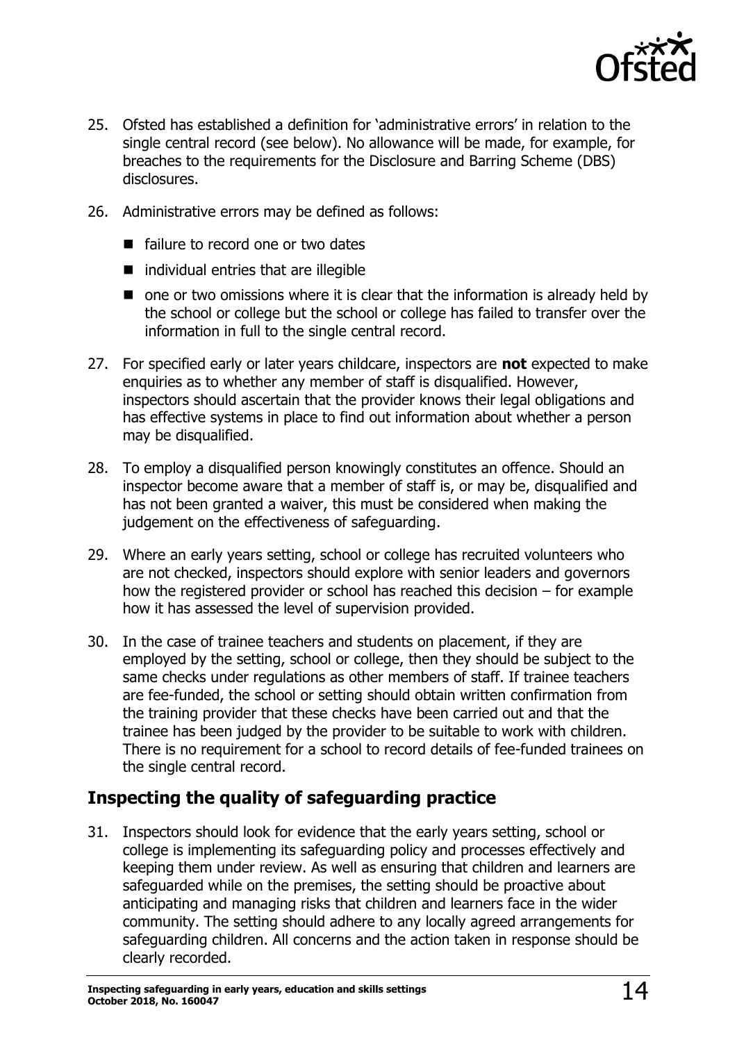25. Ofsted has established a definition for 'administrative errors' in relation to the single central record (see below). No allowance will be made, for example, for breaches to the requirements for the Disclosure and Barring Scheme (DBS) disclosures.

26. Administrative errors may be defined as follows:

    - failure to record one or two dates
    - individual entries that are illegible
    - one or two omissions where it is clear that the information is already held by the school or college but the school or college has failed to transfer over the information in full to the single central record.

27. For specified early or later years childcare, inspectors are **not** expected to make enquiries as to whether any member of staff is disqualified. However, inspectors should ascertain that the provider knows their legal obligations and has effective systems in place to find out information about whether a person may be disqualified.

28. To employ a disqualified person knowingly constitutes an offence. Should an inspector become aware that a member of staff is, or may be, disqualified and has not been granted a waiver, this must be considered when making the judgement on the effectiveness of safeguarding.

29. Where an early years setting, school or college has recruited volunteers who are not checked, inspectors should explore with senior leaders and governors how the registered provider or school has reached this decision – for example how it has assessed the level of supervision provided.

30. In the case of trainee teachers and students on placement, if they are employed by the setting, school or college, then they should be subject to the same checks under regulations as other members of staff. If trainee teachers are fee-funded, the school or setting should obtain written confirmation from the training provider that these checks have been carried out and that the trainee has been judged by the provider to be suitable to work with children. There is no requirement for a school to record details of fee-funded trainees on the single central record.

## Inspecting the quality of safeguarding practice

31. Inspectors should look for evidence that the early years setting, school or college is implementing its safeguarding policy and processes effectively and keeping them under review. As well as ensuring that children and learners are safeguarded while on the premises, the setting should be proactive about anticipating and managing risks that children and learners face in the wider community. The setting should adhere to any locally agreed arrangements for safeguarding children. All concerns and the action taken in response should be clearly recorded.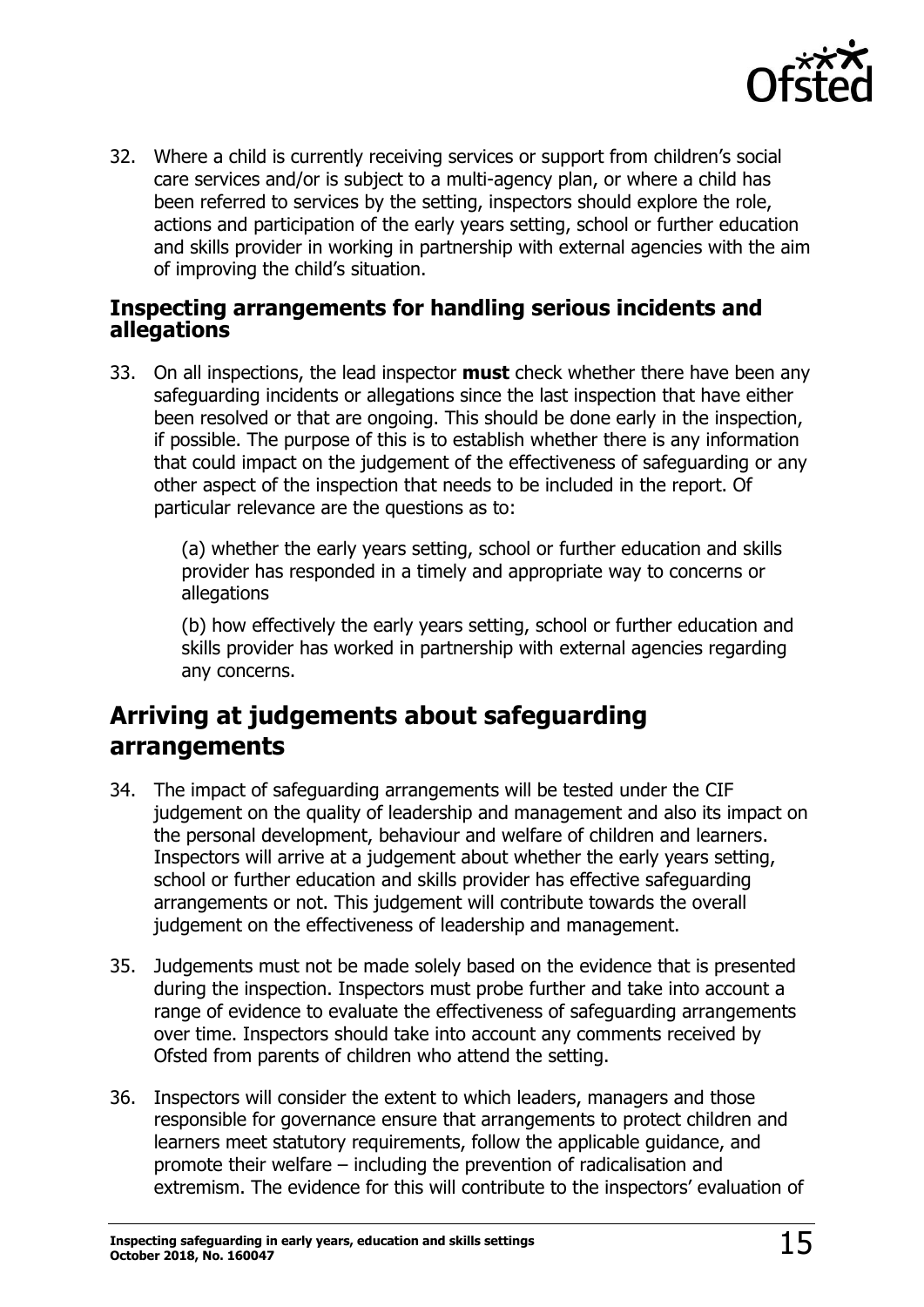32. Where a child is currently receiving services or support from children's social care services and/or is subject to a multi-agency plan, or where a child has been referred to services by the setting, inspectors should explore the role, actions and participation of the early years setting, school or further education and skills provider in working in partnership with external agencies with the aim of improving the child's situation.

### Inspecting arrangements for handling serious incidents and allegations

33. On all inspections, the lead inspector **must** check whether there have been any safeguarding incidents or allegations since the last inspection that have either been resolved or that are ongoing. This should be done early in the inspection, if possible. The purpose of this is to establish whether there is any information that could impact on the judgement of the effectiveness of safeguarding or any other aspect of the inspection that needs to be included in the report. Of particular relevance are the questions as to:

    (a) whether the early years setting, school or further education and skills provider has responded in a timely and appropriate way to concerns or allegations

    (b) how effectively the early years setting, school or further education and skills provider has worked in partnership with external agencies regarding any concerns.

## Arriving at judgements about safeguarding arrangements

34. The impact of safeguarding arrangements will be tested under the CIF judgement on the quality of leadership and management and also its impact on the personal development, behaviour and welfare of children and learners. Inspectors will arrive at a judgement about whether the early years setting, school or further education and skills provider has effective safeguarding arrangements or not. This judgement will contribute towards the overall judgement on the effectiveness of leadership and management.

35. Judgements must not be made solely based on the evidence that is presented during the inspection. Inspectors must probe further and take into account a range of evidence to evaluate the effectiveness of safeguarding arrangements over time. Inspectors should take into account any comments received by Ofsted from parents of children who attend the setting.

36. Inspectors will consider the extent to which leaders, managers and those responsible for governance ensure that arrangements to protect children and learners meet statutory requirements, follow the applicable guidance, and promote their welfare – including the prevention of radicalisation and extremism. The evidence for this will contribute to the inspectors' evaluation of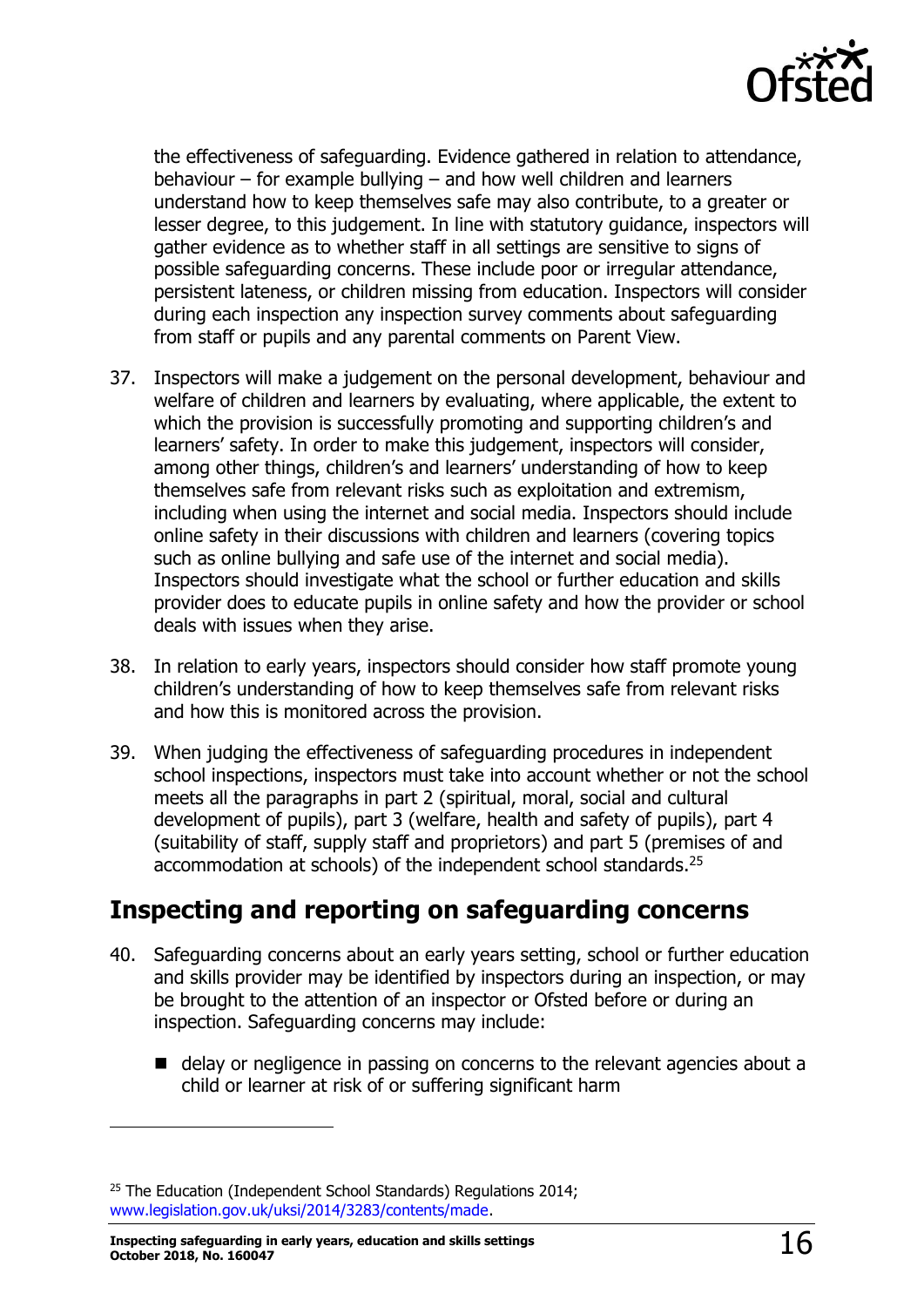the effectiveness of safeguarding. Evidence gathered in relation to attendance, behaviour – for example bullying – and how well children and learners understand how to keep themselves safe may also contribute, to a greater or lesser degree, to this judgement. In line with statutory guidance, inspectors will gather evidence as to whether staff in all settings are sensitive to signs of possible safeguarding concerns. These include poor or irregular attendance, persistent lateness, or children missing from education. Inspectors will consider during each inspection any inspection survey comments about safeguarding from staff or pupils and any parental comments on Parent View.

37. Inspectors will make a judgement on the personal development, behaviour and welfare of children and learners by evaluating, where applicable, the extent to which the provision is successfully promoting and supporting children's and learners' safety. In order to make this judgement, inspectors will consider, among other things, children's and learners' understanding of how to keep themselves safe from relevant risks such as exploitation and extremism, including when using the internet and social media. Inspectors should include online safety in their discussions with children and learners (covering topics such as online bullying and safe use of the internet and social media). Inspectors should investigate what the school or further education and skills provider does to educate pupils in online safety and how the provider or school deals with issues when they arise.

38. In relation to early years, inspectors should consider how staff promote young children's understanding of how to keep themselves safe from relevant risks and how this is monitored across the provision.

39. When judging the effectiveness of safeguarding procedures in independent school inspections, inspectors must take into account whether or not the school meets all the paragraphs in part 2 (spiritual, moral, social and cultural development of pupils), part 3 (welfare, health and safety of pupils), part 4 (suitability of staff, supply staff and proprietors) and part 5 (premises of and accommodation at schools) of the independent school standards.[25]

## Inspecting and reporting on safeguarding concerns

40. Safeguarding concerns about an early years setting, school or further education and skills provider may be identified by inspectors during an inspection, or may be brought to the attention of an inspector or Ofsted before or during an inspection. Safeguarding concerns may include:

    - delay or negligence in passing on concerns to the relevant agencies about a child or learner at risk of or suffering significant harm

---

[25] The Education (Independent School Standards) Regulations 2014; www.legislation.gov.uk/uksi/2014/3283/contents/made.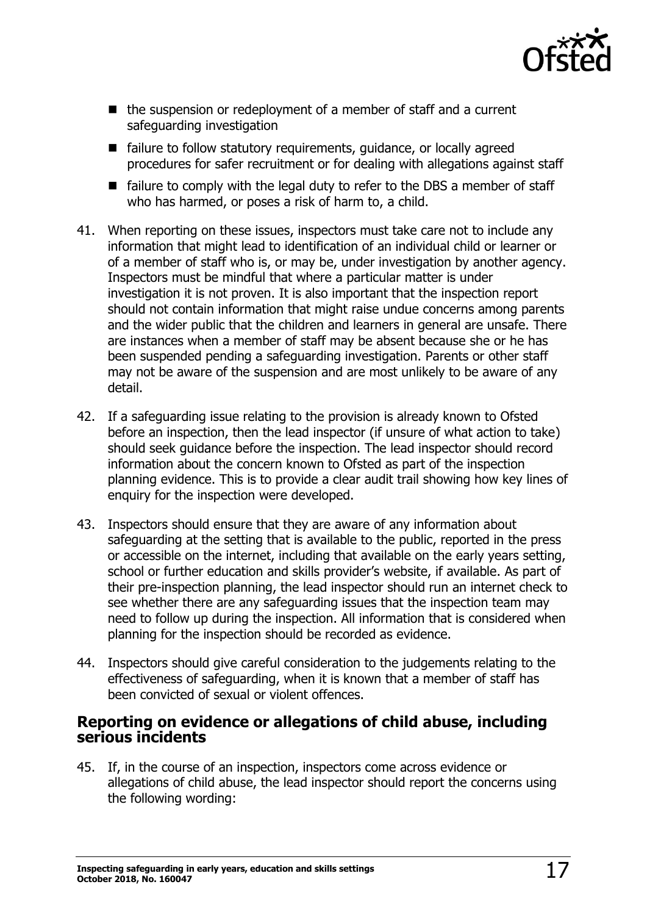- the suspension or redeployment of a member of staff and a current safeguarding investigation
- failure to follow statutory requirements, guidance, or locally agreed procedures for safer recruitment or for dealing with allegations against staff
- failure to comply with the legal duty to refer to the DBS a member of staff who has harmed, or poses a risk of harm to, a child.

41. When reporting on these issues, inspectors must take care not to include any information that might lead to identification of an individual child or learner or of a member of staff who is, or may be, under investigation by another agency. Inspectors must be mindful that where a particular matter is under investigation it is not proven. It is also important that the inspection report should not contain information that might raise undue concerns among parents and the wider public that the children and learners in general are unsafe. There are instances when a member of staff may be absent because she or he has been suspended pending a safeguarding investigation. Parents or other staff may not be aware of the suspension and are most unlikely to be aware of any detail.

42. If a safeguarding issue relating to the provision is already known to Ofsted before an inspection, then the lead inspector (if unsure of what action to take) should seek guidance before the inspection. The lead inspector should record information about the concern known to Ofsted as part of the inspection planning evidence. This is to provide a clear audit trail showing how key lines of enquiry for the inspection were developed.

43. Inspectors should ensure that they are aware of any information about safeguarding at the setting that is available to the public, reported in the press or accessible on the internet, including that available on the early years setting, school or further education and skills provider's website, if available. As part of their pre-inspection planning, the lead inspector should run an internet check to see whether there are any safeguarding issues that the inspection team may need to follow up during the inspection. All information that is considered when planning for the inspection should be recorded as evidence.

44. Inspectors should give careful consideration to the judgements relating to the effectiveness of safeguarding, when it is known that a member of staff has been convicted of sexual or violent offences.

## Reporting on evidence or allegations of child abuse, including serious incidents

45. If, in the course of an inspection, inspectors come across evidence or allegations of child abuse, the lead inspector should report the concerns using the following wording: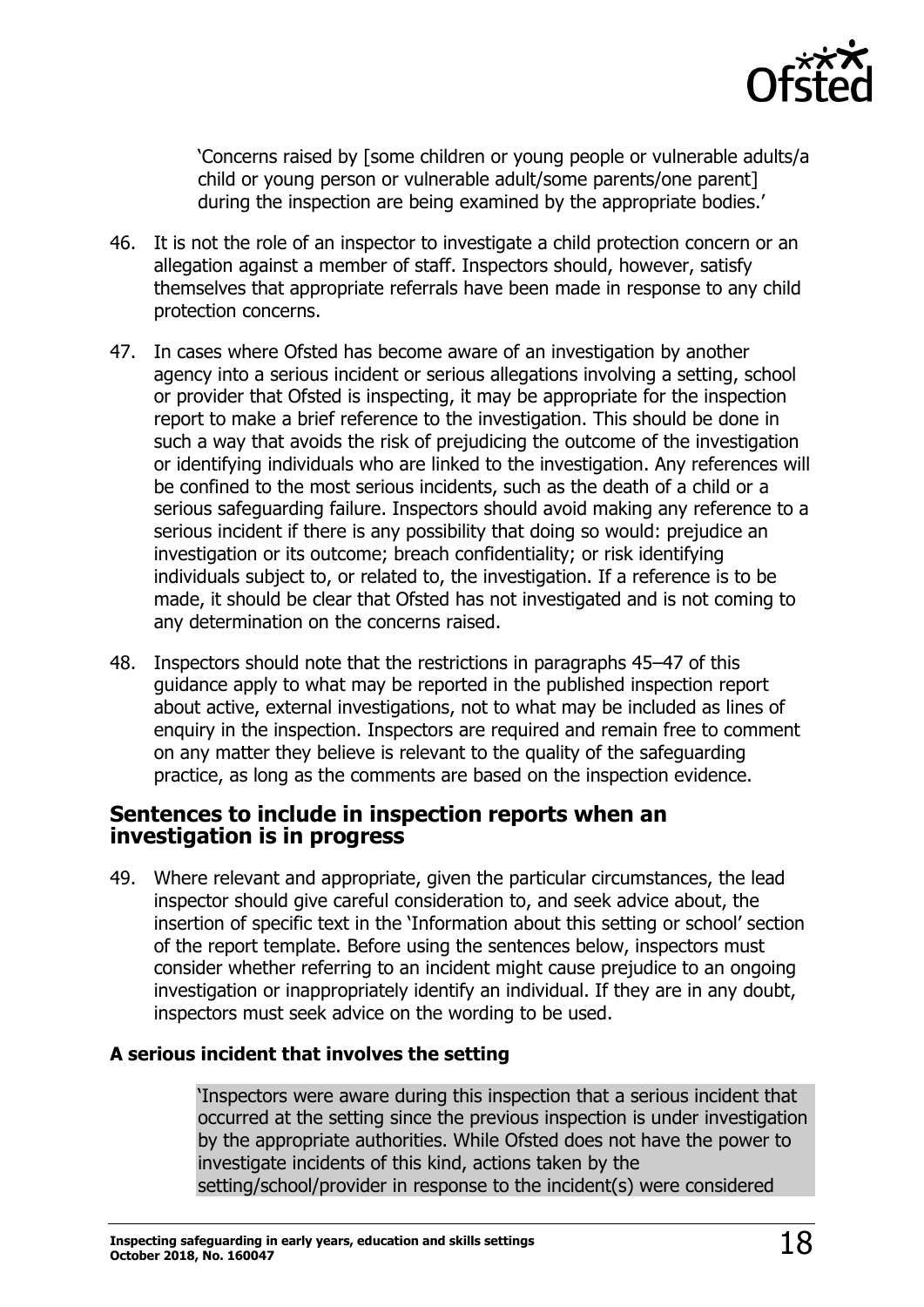> 'Concerns raised by [some children or young people or vulnerable adults/a child or young person or vulnerable adult/some parents/one parent] during the inspection are being examined by the appropriate bodies.'

46. It is not the role of an inspector to investigate a child protection concern or an allegation against a member of staff. Inspectors should, however, satisfy themselves that appropriate referrals have been made in response to any child protection concerns.

47. In cases where Ofsted has become aware of an investigation by another agency into a serious incident or serious allegations involving a setting, school or provider that Ofsted is inspecting, it may be appropriate for the inspection report to make a brief reference to the investigation. This should be done in such a way that avoids the risk of prejudicing the outcome of the investigation or identifying individuals who are linked to the investigation. Any references will be confined to the most serious incidents, such as the death of a child or a serious safeguarding failure. Inspectors should avoid making any reference to a serious incident if there is any possibility that doing so would: prejudice an investigation or its outcome; breach confidentiality; or risk identifying individuals subject to, or related to, the investigation. If a reference is to be made, it should be clear that Ofsted has not investigated and is not coming to any determination on the concerns raised.

48. Inspectors should note that the restrictions in paragraphs 45–47 of this guidance apply to what may be reported in the published inspection report about active, external investigations, not to what may be included as lines of enquiry in the inspection. Inspectors are required and remain free to comment on any matter they believe is relevant to the quality of the safeguarding practice, as long as the comments are based on the inspection evidence.

## Sentences to include in inspection reports when an investigation is in progress

49. Where relevant and appropriate, given the particular circumstances, the lead inspector should give careful consideration to, and seek advice about, the insertion of specific text in the 'Information about this setting or school' section of the report template. Before using the sentences below, inspectors must consider whether referring to an incident might cause prejudice to an ongoing investigation or inappropriately identify an individual. If they are in any doubt, inspectors must seek advice on the wording to be used.

### A serious incident that involves the setting

> 'Inspectors were aware during this inspection that a serious incident that occurred at the setting since the previous inspection is under investigation by the appropriate authorities. While Ofsted does not have the power to investigate incidents of this kind, actions taken by the setting/school/provider in response to the incident(s) were considered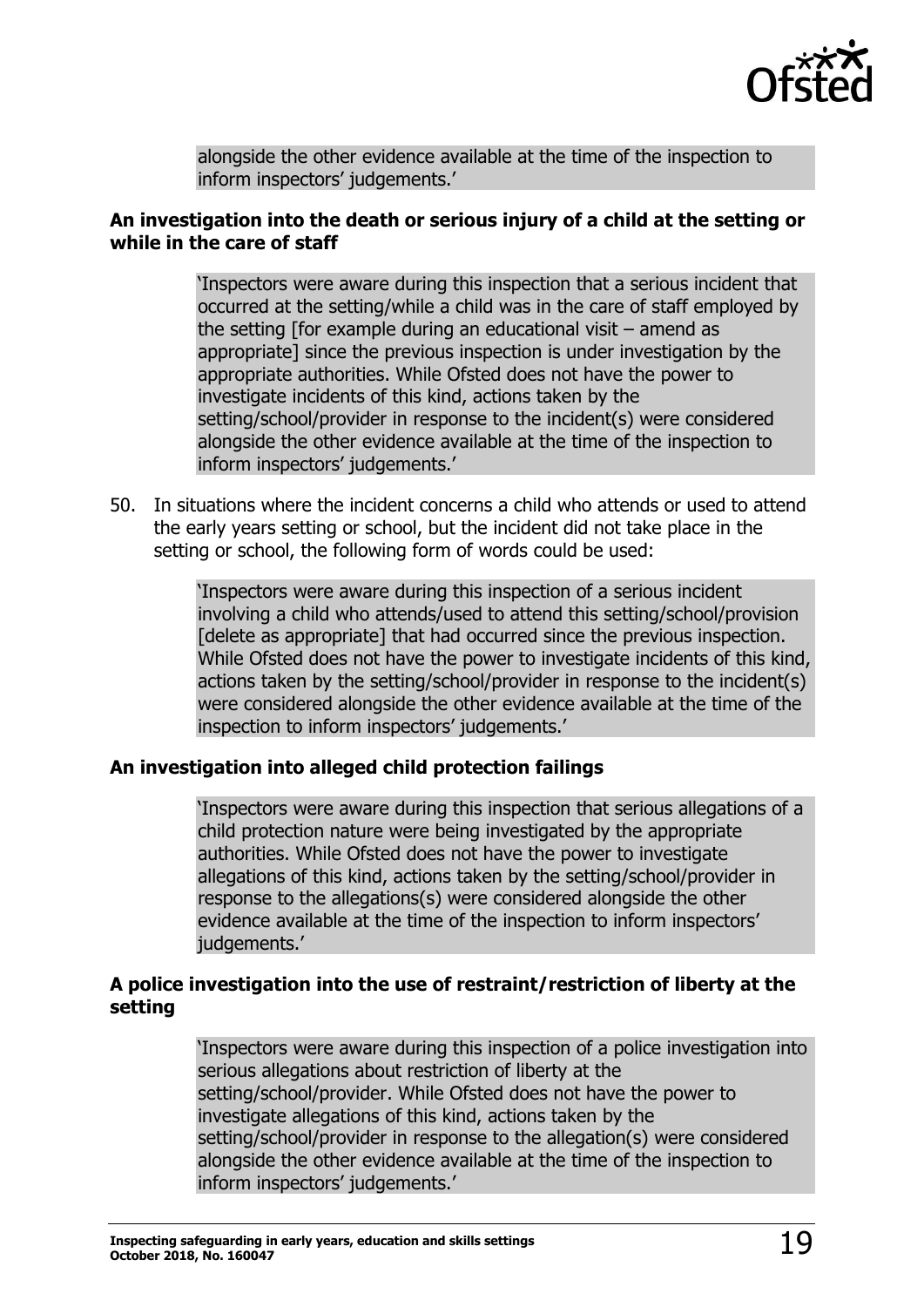alongside the other evidence available at the time of the inspection to inform inspectors' judgements.'

### An investigation into the death or serious injury of a child at the setting or while in the care of staff

> 'Inspectors were aware during this inspection that a serious incident that occurred at the setting/while a child was in the care of staff employed by the setting [for example during an educational visit – amend as appropriate] since the previous inspection is under investigation by the appropriate authorities. While Ofsted does not have the power to investigate incidents of this kind, actions taken by the setting/school/provider in response to the incident(s) were considered alongside the other evidence available at the time of the inspection to inform inspectors' judgements.'

50. In situations where the incident concerns a child who attends or used to attend the early years setting or school, but the incident did not take place in the setting or school, the following form of words could be used:

> 'Inspectors were aware during this inspection of a serious incident involving a child who attends/used to attend this setting/school/provision [delete as appropriate] that had occurred since the previous inspection. While Ofsted does not have the power to investigate incidents of this kind, actions taken by the setting/school/provider in response to the incident(s) were considered alongside the other evidence available at the time of the inspection to inform inspectors' judgements.'

### An investigation into alleged child protection failings

> 'Inspectors were aware during this inspection that serious allegations of a child protection nature were being investigated by the appropriate authorities. While Ofsted does not have the power to investigate allegations of this kind, actions taken by the setting/school/provider in response to the allegations(s) were considered alongside the other evidence available at the time of the inspection to inform inspectors' judgements.'

### A police investigation into the use of restraint/restriction of liberty at the setting

> 'Inspectors were aware during this inspection of a police investigation into serious allegations about restriction of liberty at the setting/school/provider. While Ofsted does not have the power to investigate allegations of this kind, actions taken by the setting/school/provider in response to the allegation(s) were considered alongside the other evidence available at the time of the inspection to inform inspectors' judgements.'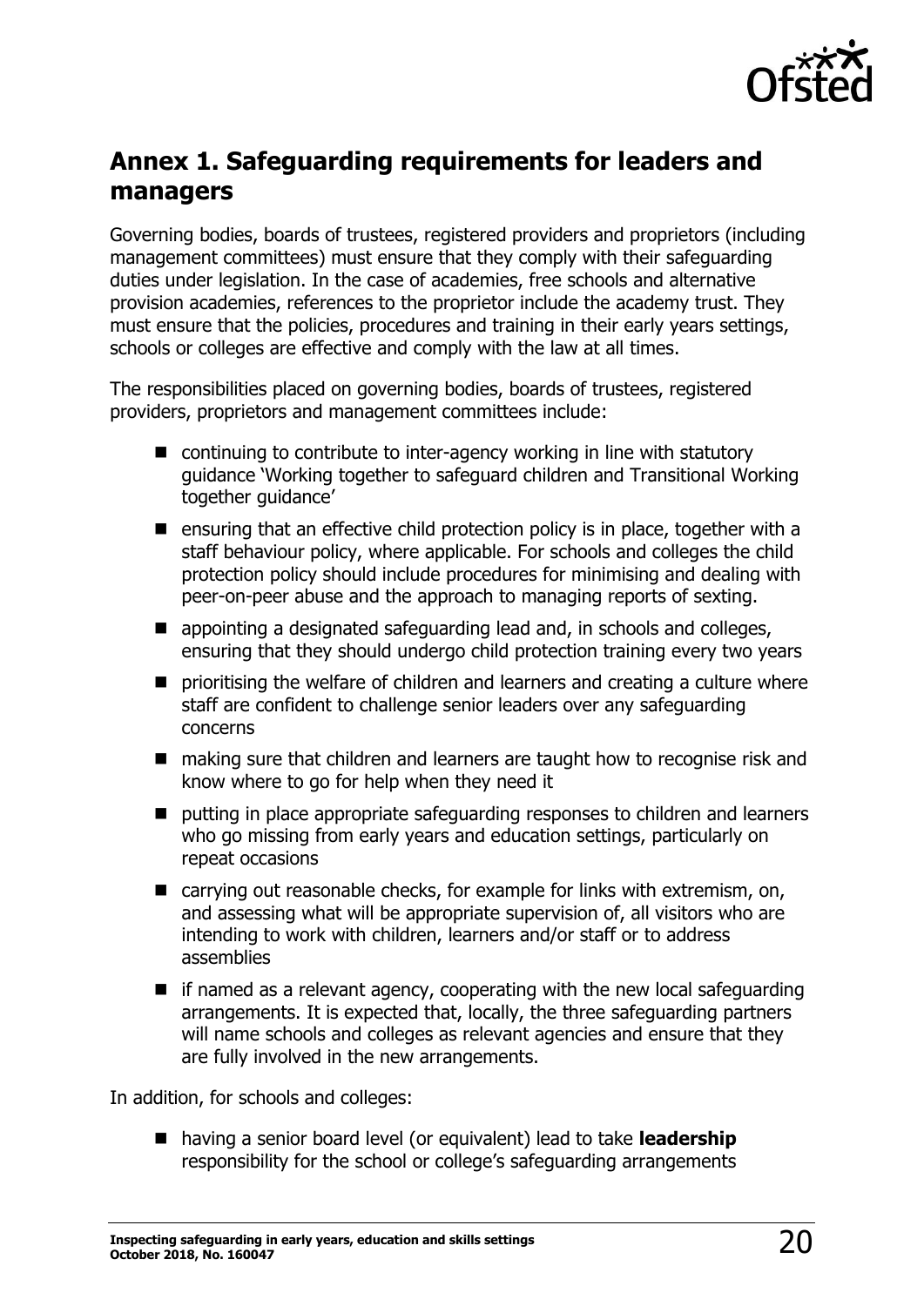## Annex 1. Safeguarding requirements for leaders and managers

Governing bodies, boards of trustees, registered providers and proprietors (including management committees) must ensure that they comply with their safeguarding duties under legislation. In the case of academies, free schools and alternative provision academies, references to the proprietor include the academy trust. They must ensure that the policies, procedures and training in their early years settings, schools or colleges are effective and comply with the law at all times.

The responsibilities placed on governing bodies, boards of trustees, registered providers, proprietors and management committees include:

- continuing to contribute to inter-agency working in line with statutory guidance 'Working together to safeguard children and Transitional Working together guidance'
- ensuring that an effective child protection policy is in place, together with a staff behaviour policy, where applicable. For schools and colleges the child protection policy should include procedures for minimising and dealing with peer-on-peer abuse and the approach to managing reports of sexting.
- appointing a designated safeguarding lead and, in schools and colleges, ensuring that they should undergo child protection training every two years
- prioritising the welfare of children and learners and creating a culture where staff are confident to challenge senior leaders over any safeguarding concerns
- making sure that children and learners are taught how to recognise risk and know where to go for help when they need it
- putting in place appropriate safeguarding responses to children and learners who go missing from early years and education settings, particularly on repeat occasions
- carrying out reasonable checks, for example for links with extremism, on, and assessing what will be appropriate supervision of, all visitors who are intending to work with children, learners and/or staff or to address assemblies
- if named as a relevant agency, cooperating with the new local safeguarding arrangements. It is expected that, locally, the three safeguarding partners will name schools and colleges as relevant agencies and ensure that they are fully involved in the new arrangements.

In addition, for schools and colleges:

- having a senior board level (or equivalent) lead to take **leadership** responsibility for the school or college's safeguarding arrangements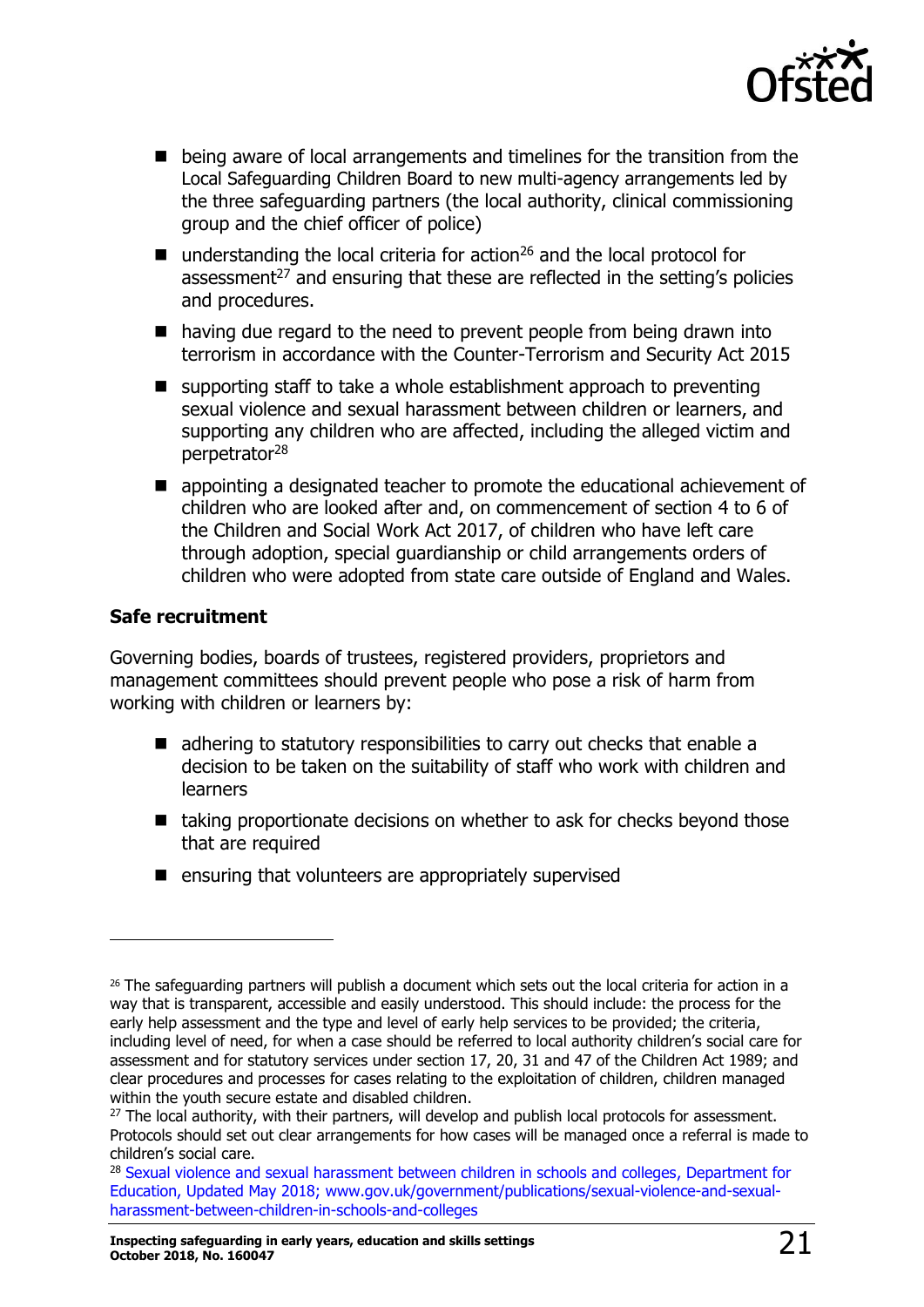- being aware of local arrangements and timelines for the transition from the Local Safeguarding Children Board to new multi-agency arrangements led by the three safeguarding partners (the local authority, clinical commissioning group and the chief officer of police)
- understanding the local criteria for action[26] and the local protocol for assessment[27] and ensuring that these are reflected in the setting's policies and procedures.
- having due regard to the need to prevent people from being drawn into terrorism in accordance with the Counter-Terrorism and Security Act 2015
- supporting staff to take a whole establishment approach to preventing sexual violence and sexual harassment between children or learners, and supporting any children who are affected, including the alleged victim and perpetrator[28]
- appointing a designated teacher to promote the educational achievement of children who are looked after and, on commencement of section 4 to 6 of the Children and Social Work Act 2017, of children who have left care through adoption, special guardianship or child arrangements orders of children who were adopted from state care outside of England and Wales.

**Safe recruitment**

Governing bodies, boards of trustees, registered providers, proprietors and management committees should prevent people who pose a risk of harm from working with children or learners by:

- adhering to statutory responsibilities to carry out checks that enable a decision to be taken on the suitability of staff who work with children and learners
- taking proportionate decisions on whether to ask for checks beyond those that are required
- ensuring that volunteers are appropriately supervised

---

[26] The safeguarding partners will publish a document which sets out the local criteria for action in a way that is transparent, accessible and easily understood. This should include: the process for the early help assessment and the type and level of early help services to be provided; the criteria, including level of need, for when a case should be referred to local authority children's social care for assessment and for statutory services under section 17, 20, 31 and 47 of the Children Act 1989; and clear procedures and processes for cases relating to the exploitation of children, children managed within the youth secure estate and disabled children.

[27] The local authority, with their partners, will develop and publish local protocols for assessment. Protocols should set out clear arrangements for how cases will be managed once a referral is made to children's social care.

[28] Sexual violence and sexual harassment between children in schools and colleges, Department for Education, Updated May 2018; www.gov.uk/government/publications/sexual-violence-and-sexual-harassment-between-children-in-schools-and-colleges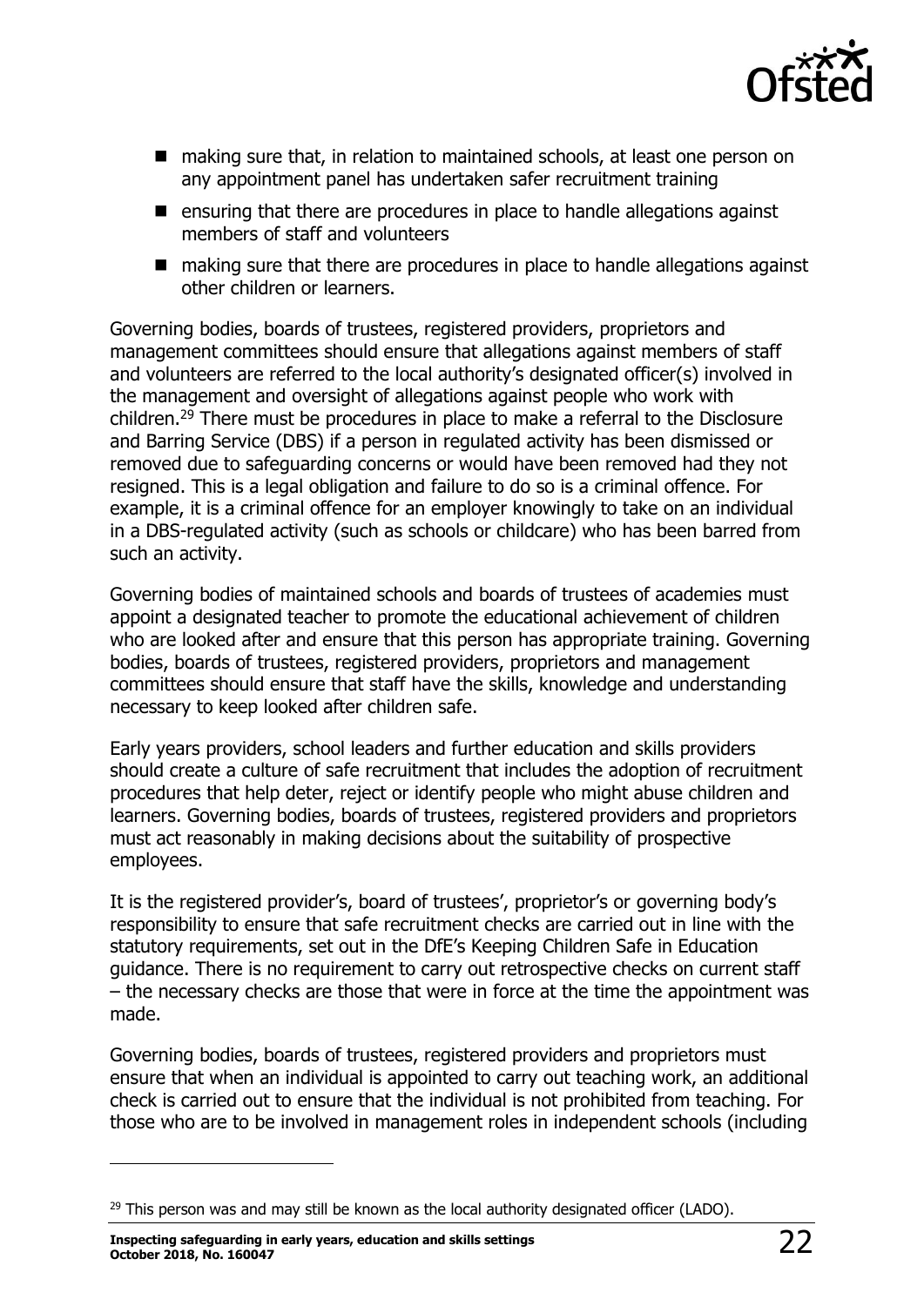- making sure that, in relation to maintained schools, at least one person on any appointment panel has undertaken safer recruitment training
- ensuring that there are procedures in place to handle allegations against members of staff and volunteers
- making sure that there are procedures in place to handle allegations against other children or learners.

Governing bodies, boards of trustees, registered providers, proprietors and management committees should ensure that allegations against members of staff and volunteers are referred to the local authority's designated officer(s) involved in the management and oversight of allegations against people who work with children.[29] There must be procedures in place to make a referral to the Disclosure and Barring Service (DBS) if a person in regulated activity has been dismissed or removed due to safeguarding concerns or would have been removed had they not resigned. This is a legal obligation and failure to do so is a criminal offence. For example, it is a criminal offence for an employer knowingly to take on an individual in a DBS-regulated activity (such as schools or childcare) who has been barred from such an activity.

Governing bodies of maintained schools and boards of trustees of academies must appoint a designated teacher to promote the educational achievement of children who are looked after and ensure that this person has appropriate training. Governing bodies, boards of trustees, registered providers, proprietors and management committees should ensure that staff have the skills, knowledge and understanding necessary to keep looked after children safe.

Early years providers, school leaders and further education and skills providers should create a culture of safe recruitment that includes the adoption of recruitment procedures that help deter, reject or identify people who might abuse children and learners. Governing bodies, boards of trustees, registered providers and proprietors must act reasonably in making decisions about the suitability of prospective employees.

It is the registered provider's, board of trustees', proprietor's or governing body's responsibility to ensure that safe recruitment checks are carried out in line with the statutory requirements, set out in the DfE's Keeping Children Safe in Education guidance. There is no requirement to carry out retrospective checks on current staff – the necessary checks are those that were in force at the time the appointment was made.

Governing bodies, boards of trustees, registered providers and proprietors must ensure that when an individual is appointed to carry out teaching work, an additional check is carried out to ensure that the individual is not prohibited from teaching. For those who are to be involved in management roles in independent schools (including

[29] This person was and may still be known as the local authority designated officer (LADO).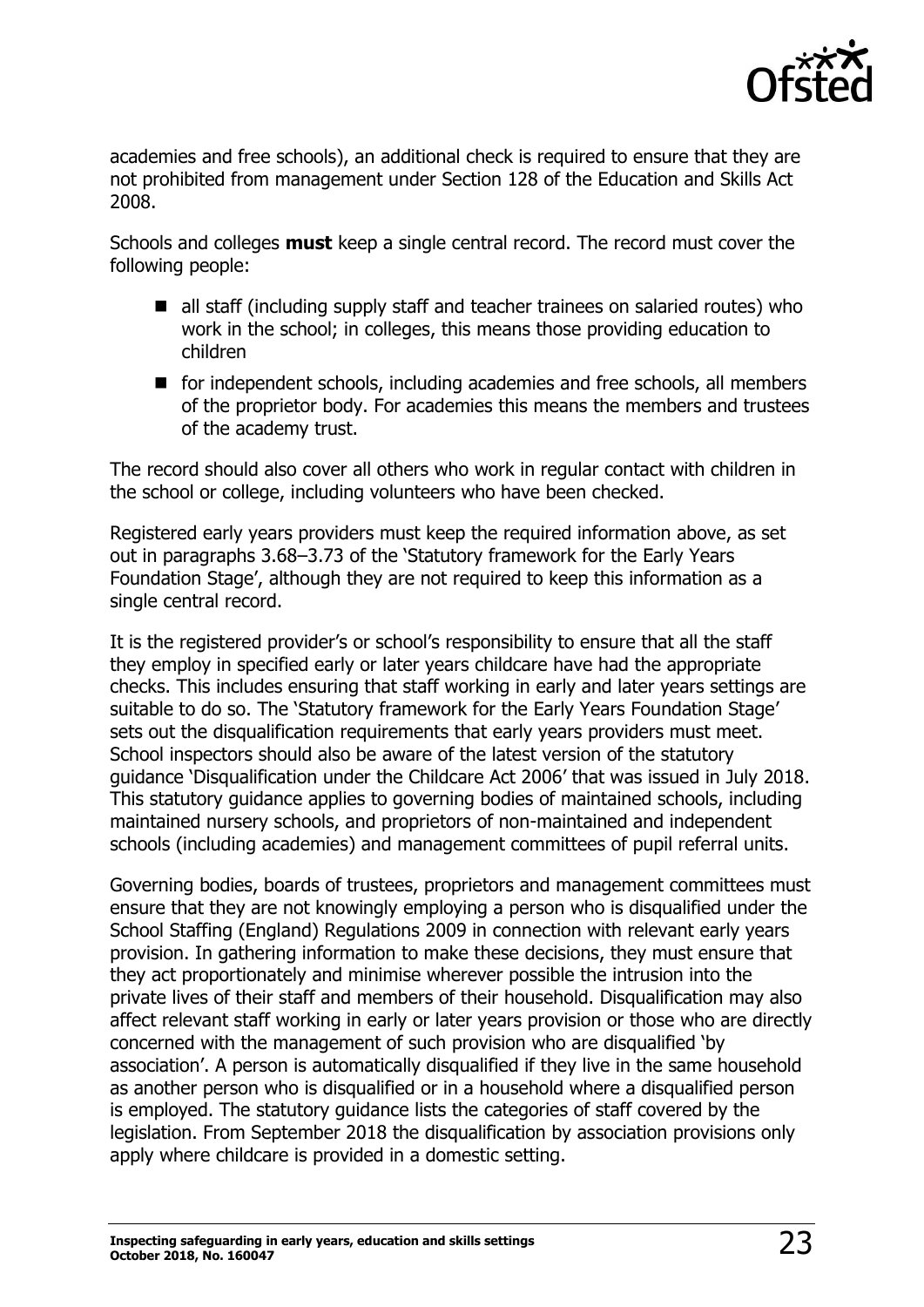academies and free schools), an additional check is required to ensure that they are not prohibited from management under Section 128 of the Education and Skills Act 2008.

Schools and colleges **must** keep a single central record. The record must cover the following people:

- all staff (including supply staff and teacher trainees on salaried routes) who work in the school; in colleges, this means those providing education to children
- for independent schools, including academies and free schools, all members of the proprietor body. For academies this means the members and trustees of the academy trust.

The record should also cover all others who work in regular contact with children in the school or college, including volunteers who have been checked.

Registered early years providers must keep the required information above, as set out in paragraphs 3.68–3.73 of the 'Statutory framework for the Early Years Foundation Stage', although they are not required to keep this information as a single central record.

It is the registered provider's or school's responsibility to ensure that all the staff they employ in specified early or later years childcare have had the appropriate checks. This includes ensuring that staff working in early and later years settings are suitable to do so. The 'Statutory framework for the Early Years Foundation Stage' sets out the disqualification requirements that early years providers must meet. School inspectors should also be aware of the latest version of the statutory guidance 'Disqualification under the Childcare Act 2006' that was issued in July 2018. This statutory guidance applies to governing bodies of maintained schools, including maintained nursery schools, and proprietors of non-maintained and independent schools (including academies) and management committees of pupil referral units.

Governing bodies, boards of trustees, proprietors and management committees must ensure that they are not knowingly employing a person who is disqualified under the School Staffing (England) Regulations 2009 in connection with relevant early years provision. In gathering information to make these decisions, they must ensure that they act proportionately and minimise wherever possible the intrusion into the private lives of their staff and members of their household. Disqualification may also affect relevant staff working in early or later years provision or those who are directly concerned with the management of such provision who are disqualified 'by association'. A person is automatically disqualified if they live in the same household as another person who is disqualified or in a household where a disqualified person is employed. The statutory guidance lists the categories of staff covered by the legislation. From September 2018 the disqualification by association provisions only apply where childcare is provided in a domestic setting.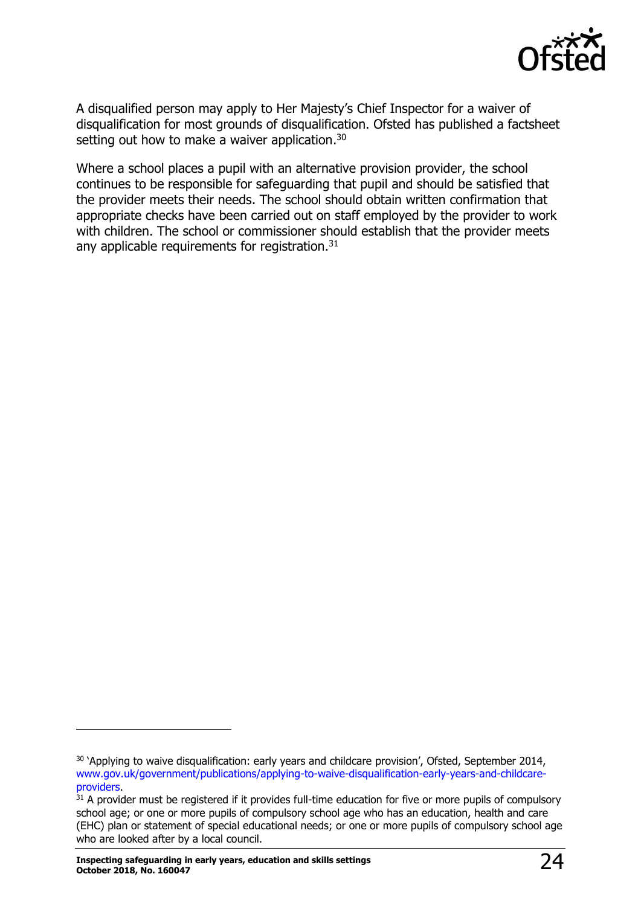A disqualified person may apply to Her Majesty's Chief Inspector for a waiver of disqualification for most grounds of disqualification. Ofsted has published a factsheet setting out how to make a waiver application.[30]

Where a school places a pupil with an alternative provision provider, the school continues to be responsible for safeguarding that pupil and should be satisfied that the provider meets their needs. The school should obtain written confirmation that appropriate checks have been carried out on staff employed by the provider to work with children. The school or commissioner should establish that the provider meets any applicable requirements for registration.[31]

---

[30] 'Applying to waive disqualification: early years and childcare provision', Ofsted, September 2014, www.gov.uk/government/publications/applying-to-waive-disqualification-early-years-and-childcare-providers.

[31] A provider must be registered if it provides full-time education for five or more pupils of compulsory school age; or one or more pupils of compulsory school age who has an education, health and care (EHC) plan or statement of special educational needs; or one or more pupils of compulsory school age who are looked after by a local council.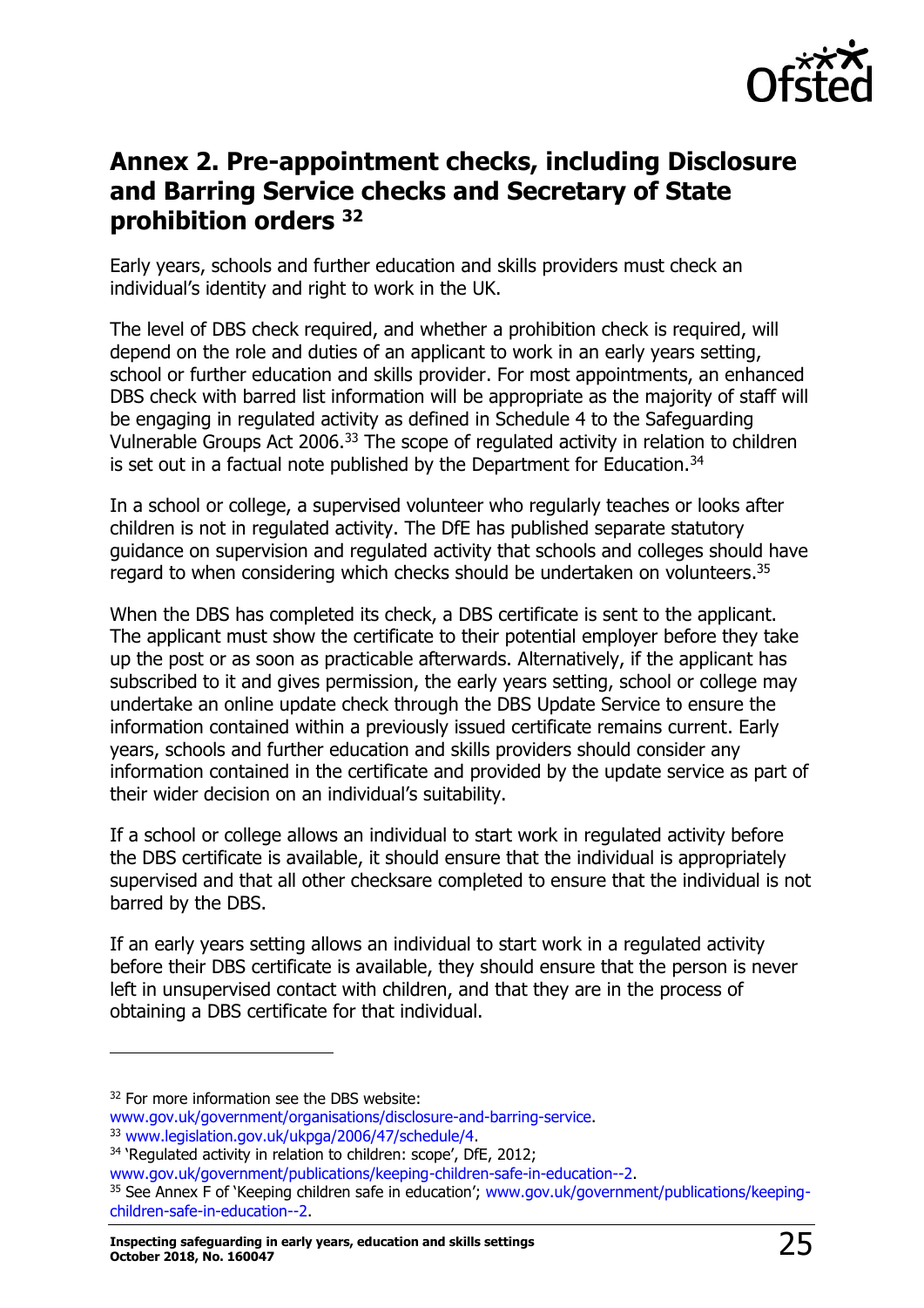## Annex 2. Pre-appointment checks, including Disclosure and Barring Service checks and Secretary of State prohibition orders [32]

Early years, schools and further education and skills providers must check an individual's identity and right to work in the UK.

The level of DBS check required, and whether a prohibition check is required, will depend on the role and duties of an applicant to work in an early years setting, school or further education and skills provider. For most appointments, an enhanced DBS check with barred list information will be appropriate as the majority of staff will be engaging in regulated activity as defined in Schedule 4 to the Safeguarding Vulnerable Groups Act 2006.[33] The scope of regulated activity in relation to children is set out in a factual note published by the Department for Education.[34]

In a school or college, a supervised volunteer who regularly teaches or looks after children is not in regulated activity. The DfE has published separate statutory guidance on supervision and regulated activity that schools and colleges should have regard to when considering which checks should be undertaken on volunteers.[35]

When the DBS has completed its check, a DBS certificate is sent to the applicant. The applicant must show the certificate to their potential employer before they take up the post or as soon as practicable afterwards. Alternatively, if the applicant has subscribed to it and gives permission, the early years setting, school or college may undertake an online update check through the DBS Update Service to ensure the information contained within a previously issued certificate remains current. Early years, schools and further education and skills providers should consider any information contained in the certificate and provided by the update service as part of their wider decision on an individual's suitability.

If a school or college allows an individual to start work in regulated activity before the DBS certificate is available, it should ensure that the individual is appropriately supervised and that all other checksare completed to ensure that the individual is not barred by the DBS.

If an early years setting allows an individual to start work in a regulated activity before their DBS certificate is available, they should ensure that the person is never left in unsupervised contact with children, and that they are in the process of obtaining a DBS certificate for that individual.

---

[32] For more information see the DBS website: www.gov.uk/government/organisations/disclosure-and-barring-service.

[33] www.legislation.gov.uk/ukpga/2006/47/schedule/4.

[34] 'Regulated activity in relation to children: scope', DfE, 2012; www.gov.uk/government/publications/keeping-children-safe-in-education--2.

[35] See Annex F of 'Keeping children safe in education'; www.gov.uk/government/publications/keeping-children-safe-in-education--2.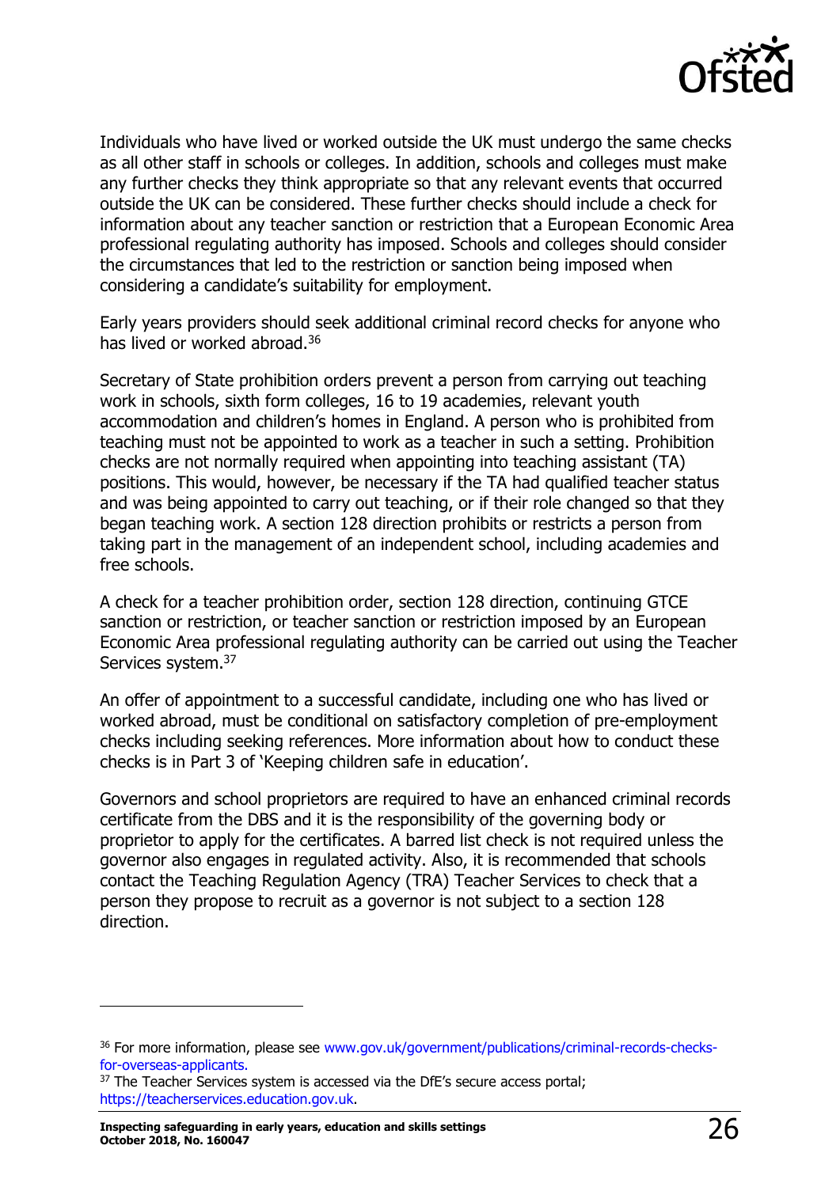Individuals who have lived or worked outside the UK must undergo the same checks as all other staff in schools or colleges. In addition, schools and colleges must make any further checks they think appropriate so that any relevant events that occurred outside the UK can be considered. These further checks should include a check for information about any teacher sanction or restriction that a European Economic Area professional regulating authority has imposed. Schools and colleges should consider the circumstances that led to the restriction or sanction being imposed when considering a candidate's suitability for employment.

Early years providers should seek additional criminal record checks for anyone who has lived or worked abroad.[36]

Secretary of State prohibition orders prevent a person from carrying out teaching work in schools, sixth form colleges, 16 to 19 academies, relevant youth accommodation and children's homes in England. A person who is prohibited from teaching must not be appointed to work as a teacher in such a setting. Prohibition checks are not normally required when appointing into teaching assistant (TA) positions. This would, however, be necessary if the TA had qualified teacher status and was being appointed to carry out teaching, or if their role changed so that they began teaching work. A section 128 direction prohibits or restricts a person from taking part in the management of an independent school, including academies and free schools.

A check for a teacher prohibition order, section 128 direction, continuing GTCE sanction or restriction, or teacher sanction or restriction imposed by an European Economic Area professional regulating authority can be carried out using the Teacher Services system.[37]

An offer of appointment to a successful candidate, including one who has lived or worked abroad, must be conditional on satisfactory completion of pre-employment checks including seeking references. More information about how to conduct these checks is in Part 3 of 'Keeping children safe in education'.

Governors and school proprietors are required to have an enhanced criminal records certificate from the DBS and it is the responsibility of the governing body or proprietor to apply for the certificates. A barred list check is not required unless the governor also engages in regulated activity. Also, it is recommended that schools contact the Teaching Regulation Agency (TRA) Teacher Services to check that a person they propose to recruit as a governor is not subject to a section 128 direction.

---

[36] For more information, please see www.gov.uk/government/publications/criminal-records-checks-for-overseas-applicants.

[37] The Teacher Services system is accessed via the DfE's secure access portal; https://teacherservices.education.gov.uk.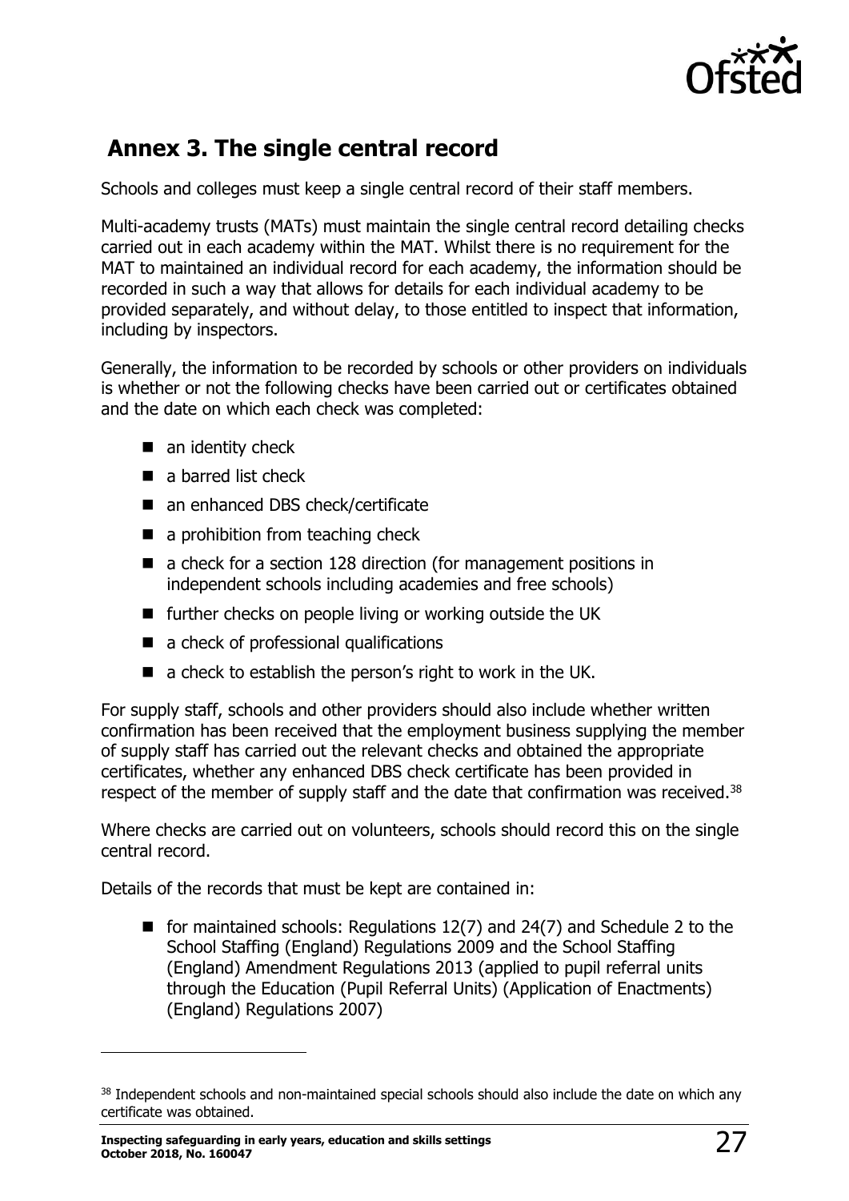## Annex 3. The single central record

Schools and colleges must keep a single central record of their staff members.

Multi-academy trusts (MATs) must maintain the single central record detailing checks carried out in each academy within the MAT. Whilst there is no requirement for the MAT to maintained an individual record for each academy, the information should be recorded in such a way that allows for details for each individual academy to be provided separately, and without delay, to those entitled to inspect that information, including by inspectors.

Generally, the information to be recorded by schools or other providers on individuals is whether or not the following checks have been carried out or certificates obtained and the date on which each check was completed:

- an identity check
- a barred list check
- an enhanced DBS check/certificate
- a prohibition from teaching check
- a check for a section 128 direction (for management positions in independent schools including academies and free schools)
- further checks on people living or working outside the UK
- a check of professional qualifications
- a check to establish the person's right to work in the UK.

For supply staff, schools and other providers should also include whether written confirmation has been received that the employment business supplying the member of supply staff has carried out the relevant checks and obtained the appropriate certificates, whether any enhanced DBS check certificate has been provided in respect of the member of supply staff and the date that confirmation was received.[38]

Where checks are carried out on volunteers, schools should record this on the single central record.

Details of the records that must be kept are contained in:

- for maintained schools: Regulations 12(7) and 24(7) and Schedule 2 to the School Staffing (England) Regulations 2009 and the School Staffing (England) Amendment Regulations 2013 (applied to pupil referral units through the Education (Pupil Referral Units) (Application of Enactments) (England) Regulations 2007)

[38] Independent schools and non-maintained special schools should also include the date on which any certificate was obtained.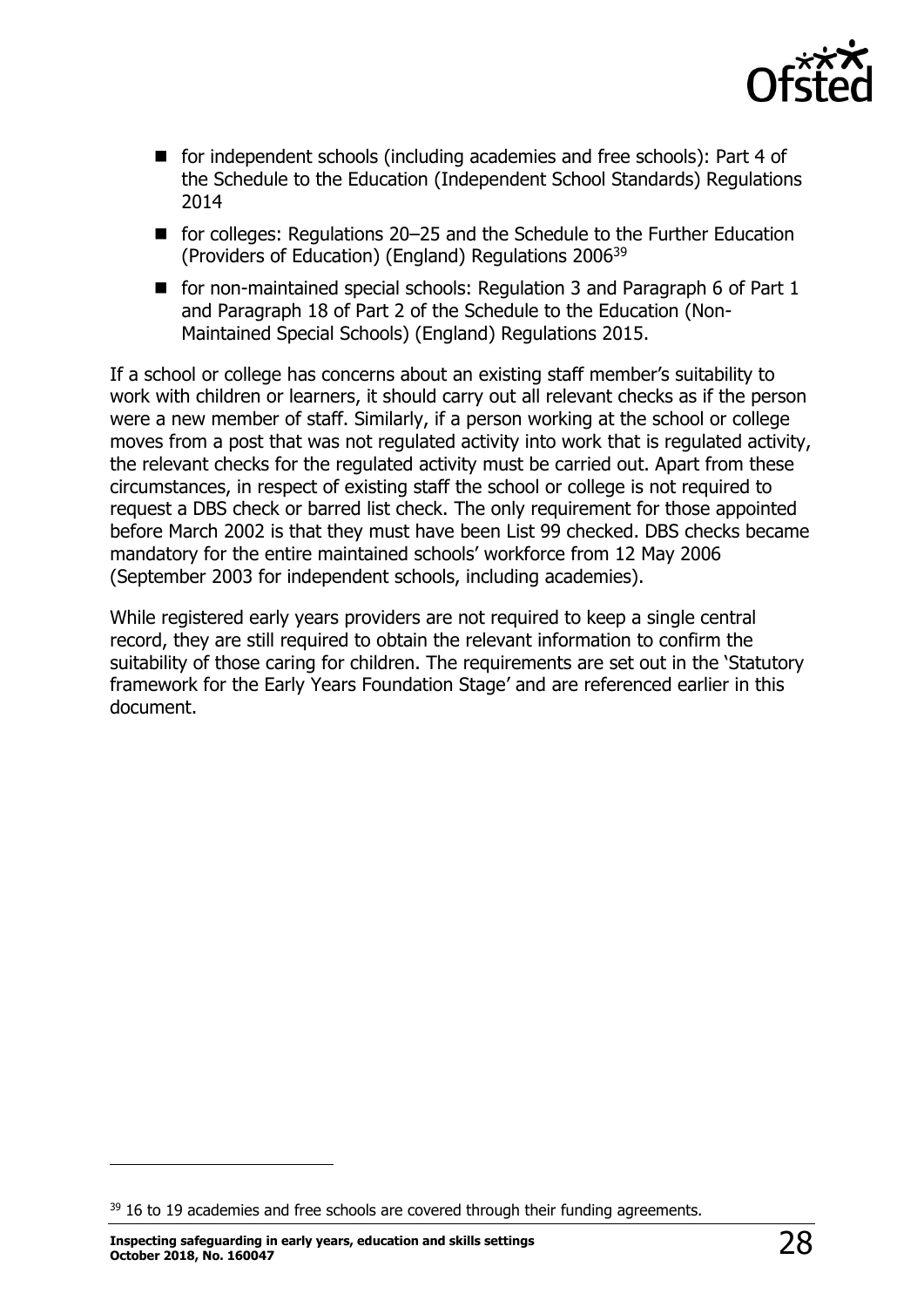- for independent schools (including academies and free schools): Part 4 of the Schedule to the Education (Independent School Standards) Regulations 2014
- for colleges: Regulations 20–25 and the Schedule to the Further Education (Providers of Education) (England) Regulations 2006[39]
- for non-maintained special schools: Regulation 3 and Paragraph 6 of Part 1 and Paragraph 18 of Part 2 of the Schedule to the Education (Non-Maintained Special Schools) (England) Regulations 2015.

If a school or college has concerns about an existing staff member's suitability to work with children or learners, it should carry out all relevant checks as if the person were a new member of staff. Similarly, if a person working at the school or college moves from a post that was not regulated activity into work that is regulated activity, the relevant checks for the regulated activity must be carried out. Apart from these circumstances, in respect of existing staff the school or college is not required to request a DBS check or barred list check. The only requirement for those appointed before March 2002 is that they must have been List 99 checked. DBS checks became mandatory for the entire maintained schools' workforce from 12 May 2006 (September 2003 for independent schools, including academies).

While registered early years providers are not required to keep a single central record, they are still required to obtain the relevant information to confirm the suitability of those caring for children. The requirements are set out in the 'Statutory framework for the Early Years Foundation Stage' and are referenced earlier in this document.

[39] 16 to 19 academies and free schools are covered through their funding agreements.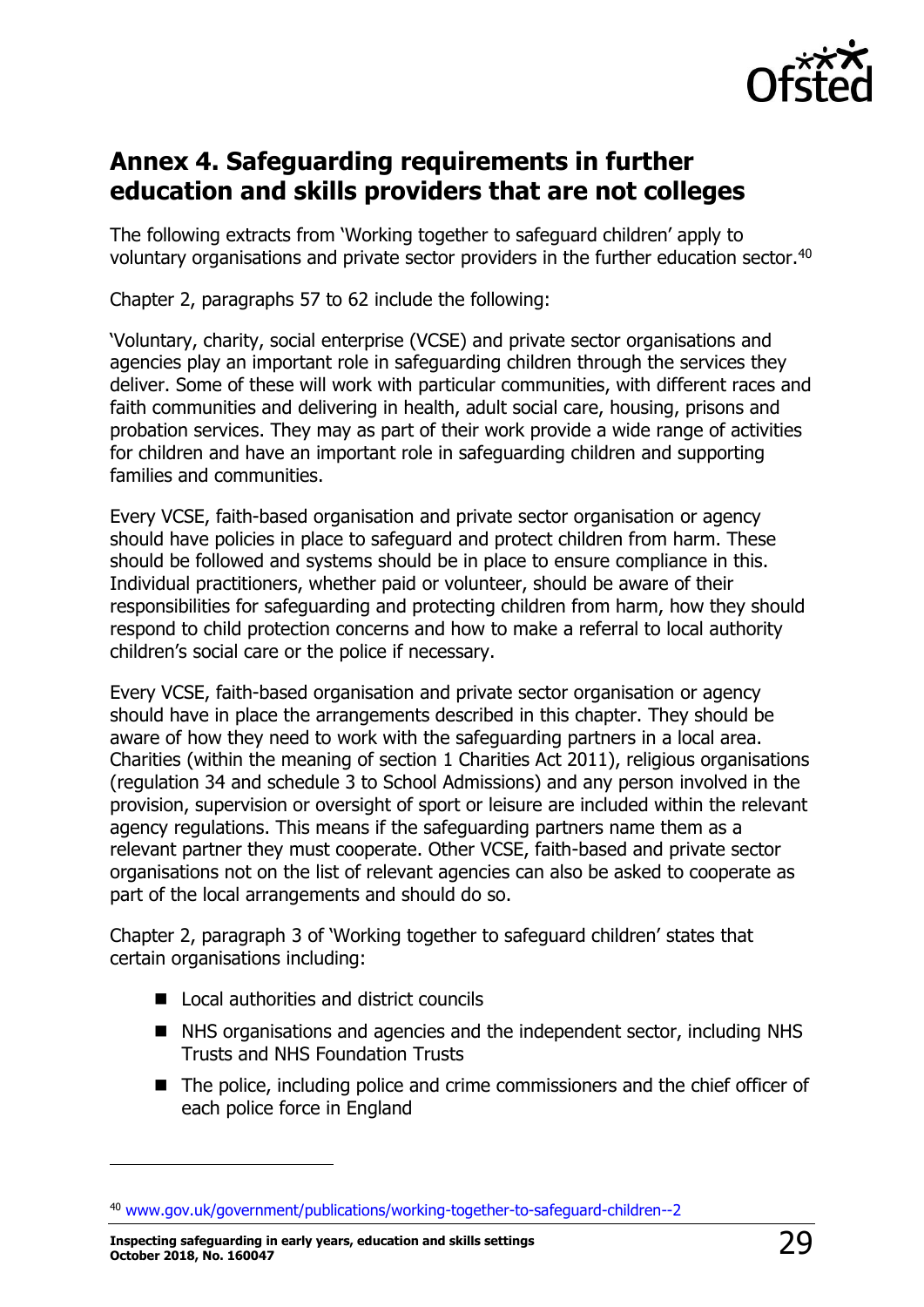## Annex 4. Safeguarding requirements in further education and skills providers that are not colleges

The following extracts from 'Working together to safeguard children' apply to voluntary organisations and private sector providers in the further education sector.[40]

Chapter 2, paragraphs 57 to 62 include the following:

'Voluntary, charity, social enterprise (VCSE) and private sector organisations and agencies play an important role in safeguarding children through the services they deliver. Some of these will work with particular communities, with different races and faith communities and delivering in health, adult social care, housing, prisons and probation services. They may as part of their work provide a wide range of activities for children and have an important role in safeguarding children and supporting families and communities.

Every VCSE, faith-based organisation and private sector organisation or agency should have policies in place to safeguard and protect children from harm. These should be followed and systems should be in place to ensure compliance in this. Individual practitioners, whether paid or volunteer, should be aware of their responsibilities for safeguarding and protecting children from harm, how they should respond to child protection concerns and how to make a referral to local authority children's social care or the police if necessary.

Every VCSE, faith-based organisation and private sector organisation or agency should have in place the arrangements described in this chapter. They should be aware of how they need to work with the safeguarding partners in a local area. Charities (within the meaning of section 1 Charities Act 2011), religious organisations (regulation 34 and schedule 3 to School Admissions) and any person involved in the provision, supervision or oversight of sport or leisure are included within the relevant agency regulations. This means if the safeguarding partners name them as a relevant partner they must cooperate. Other VCSE, faith-based and private sector organisations not on the list of relevant agencies can also be asked to cooperate as part of the local arrangements and should do so.

Chapter 2, paragraph 3 of 'Working together to safeguard children' states that certain organisations including:

- Local authorities and district councils
- NHS organisations and agencies and the independent sector, including NHS Trusts and NHS Foundation Trusts
- The police, including police and crime commissioners and the chief officer of each police force in England

[40] www.gov.uk/government/publications/working-together-to-safeguard-children--2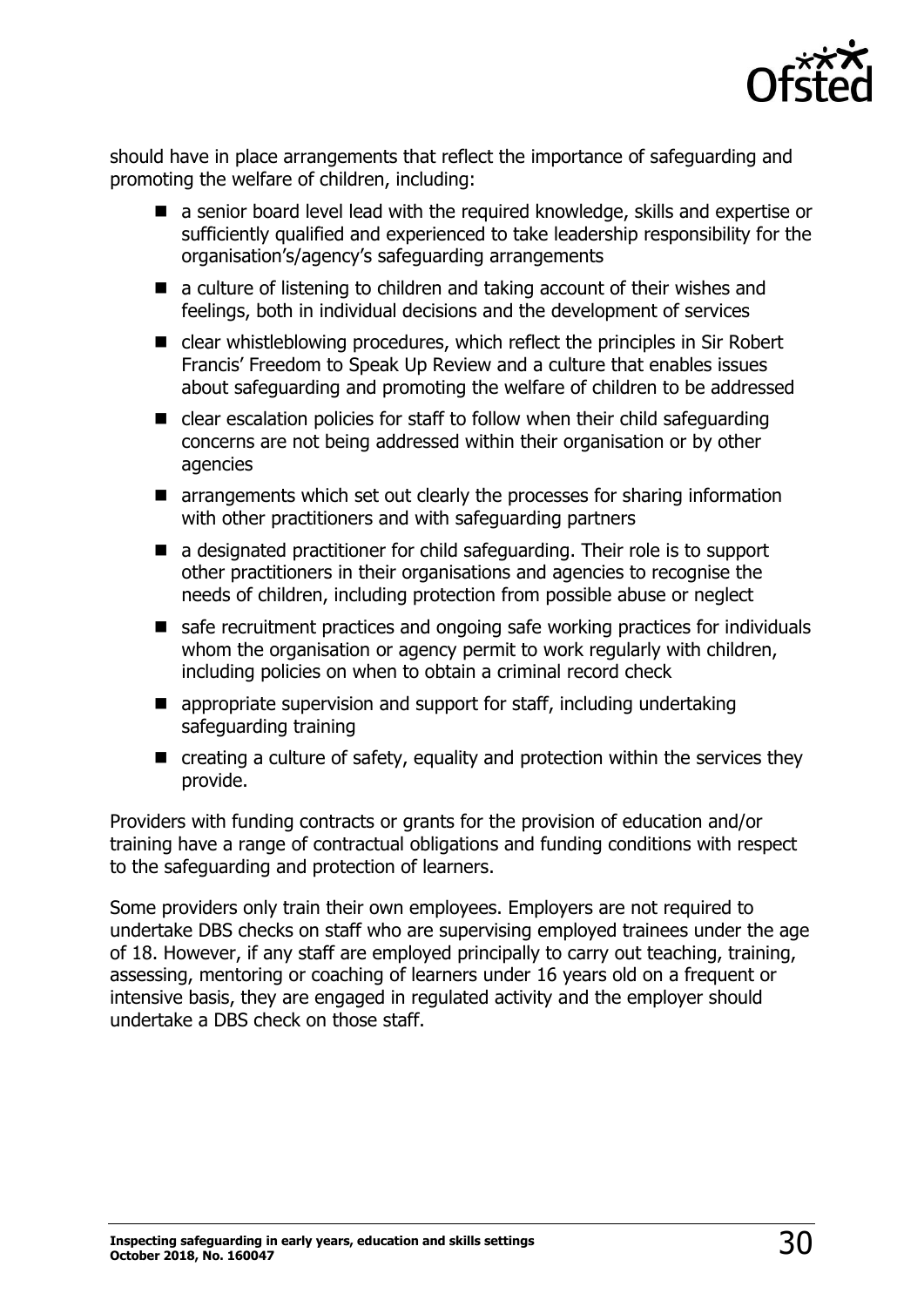should have in place arrangements that reflect the importance of safeguarding and promoting the welfare of children, including:

- a senior board level lead with the required knowledge, skills and expertise or sufficiently qualified and experienced to take leadership responsibility for the organisation's/agency's safeguarding arrangements
- a culture of listening to children and taking account of their wishes and feelings, both in individual decisions and the development of services
- clear whistleblowing procedures, which reflect the principles in Sir Robert Francis' Freedom to Speak Up Review and a culture that enables issues about safeguarding and promoting the welfare of children to be addressed
- clear escalation policies for staff to follow when their child safeguarding concerns are not being addressed within their organisation or by other agencies
- arrangements which set out clearly the processes for sharing information with other practitioners and with safeguarding partners
- a designated practitioner for child safeguarding. Their role is to support other practitioners in their organisations and agencies to recognise the needs of children, including protection from possible abuse or neglect
- safe recruitment practices and ongoing safe working practices for individuals whom the organisation or agency permit to work regularly with children, including policies on when to obtain a criminal record check
- appropriate supervision and support for staff, including undertaking safeguarding training
- creating a culture of safety, equality and protection within the services they provide.

Providers with funding contracts or grants for the provision of education and/or training have a range of contractual obligations and funding conditions with respect to the safeguarding and protection of learners.

Some providers only train their own employees. Employers are not required to undertake DBS checks on staff who are supervising employed trainees under the age of 18. However, if any staff are employed principally to carry out teaching, training, assessing, mentoring or coaching of learners under 16 years old on a frequent or intensive basis, they are engaged in regulated activity and the employer should undertake a DBS check on those staff.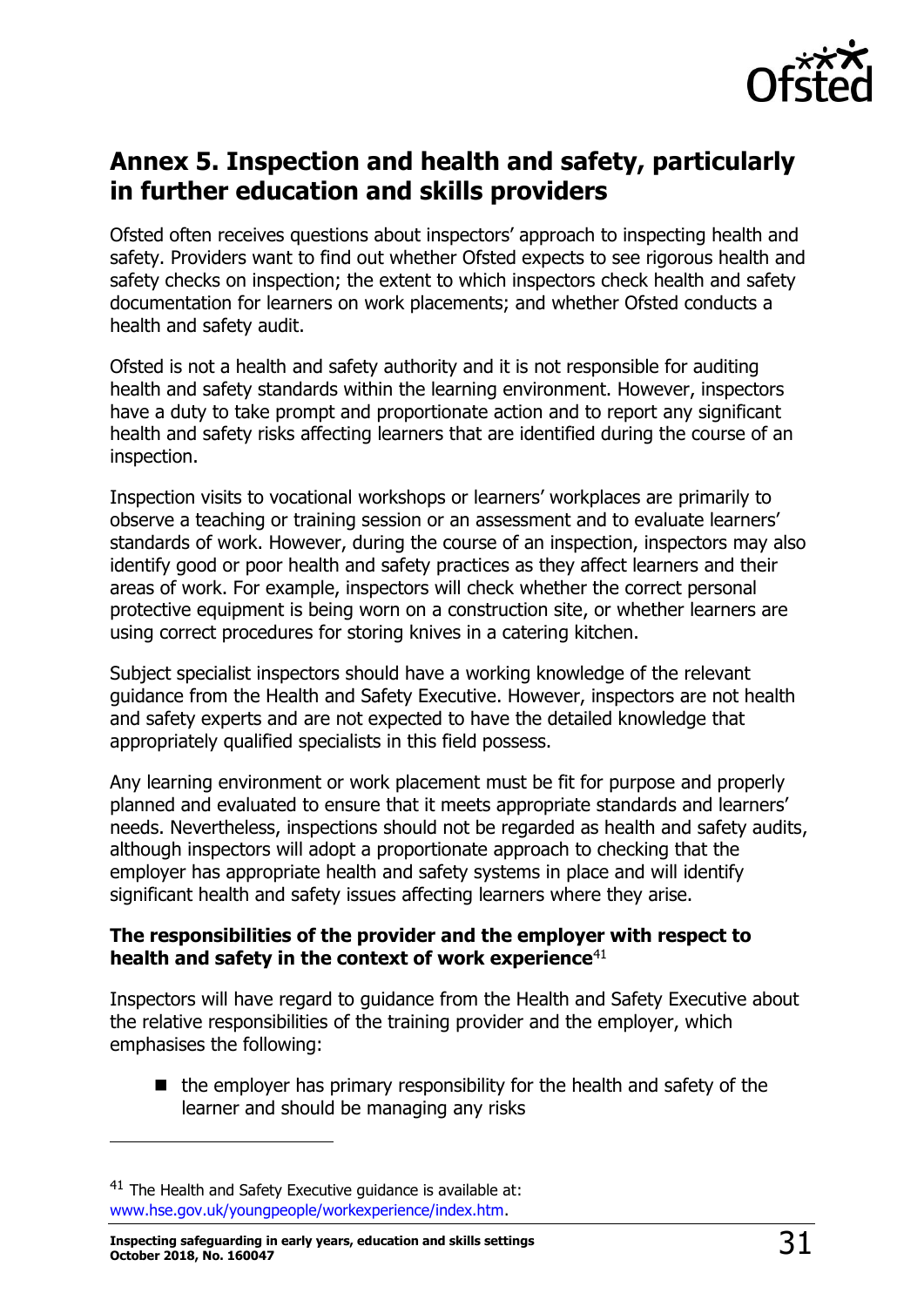## Annex 5. Inspection and health and safety, particularly in further education and skills providers

Ofsted often receives questions about inspectors' approach to inspecting health and safety. Providers want to find out whether Ofsted expects to see rigorous health and safety checks on inspection; the extent to which inspectors check health and safety documentation for learners on work placements; and whether Ofsted conducts a health and safety audit.

Ofsted is not a health and safety authority and it is not responsible for auditing health and safety standards within the learning environment. However, inspectors have a duty to take prompt and proportionate action and to report any significant health and safety risks affecting learners that are identified during the course of an inspection.

Inspection visits to vocational workshops or learners' workplaces are primarily to observe a teaching or training session or an assessment and to evaluate learners' standards of work. However, during the course of an inspection, inspectors may also identify good or poor health and safety practices as they affect learners and their areas of work. For example, inspectors will check whether the correct personal protective equipment is being worn on a construction site, or whether learners are using correct procedures for storing knives in a catering kitchen.

Subject specialist inspectors should have a working knowledge of the relevant guidance from the Health and Safety Executive. However, inspectors are not health and safety experts and are not expected to have the detailed knowledge that appropriately qualified specialists in this field possess.

Any learning environment or work placement must be fit for purpose and properly planned and evaluated to ensure that it meets appropriate standards and learners' needs. Nevertheless, inspections should not be regarded as health and safety audits, although inspectors will adopt a proportionate approach to checking that the employer has appropriate health and safety systems in place and will identify significant health and safety issues affecting learners where they arise.

**The responsibilities of the provider and the employer with respect to health and safety in the context of work experience**[41]

Inspectors will have regard to guidance from the Health and Safety Executive about the relative responsibilities of the training provider and the employer, which emphasises the following:

- the employer has primary responsibility for the health and safety of the learner and should be managing any risks

---

[41] The Health and Safety Executive guidance is available at: www.hse.gov.uk/youngpeople/workexperience/index.htm.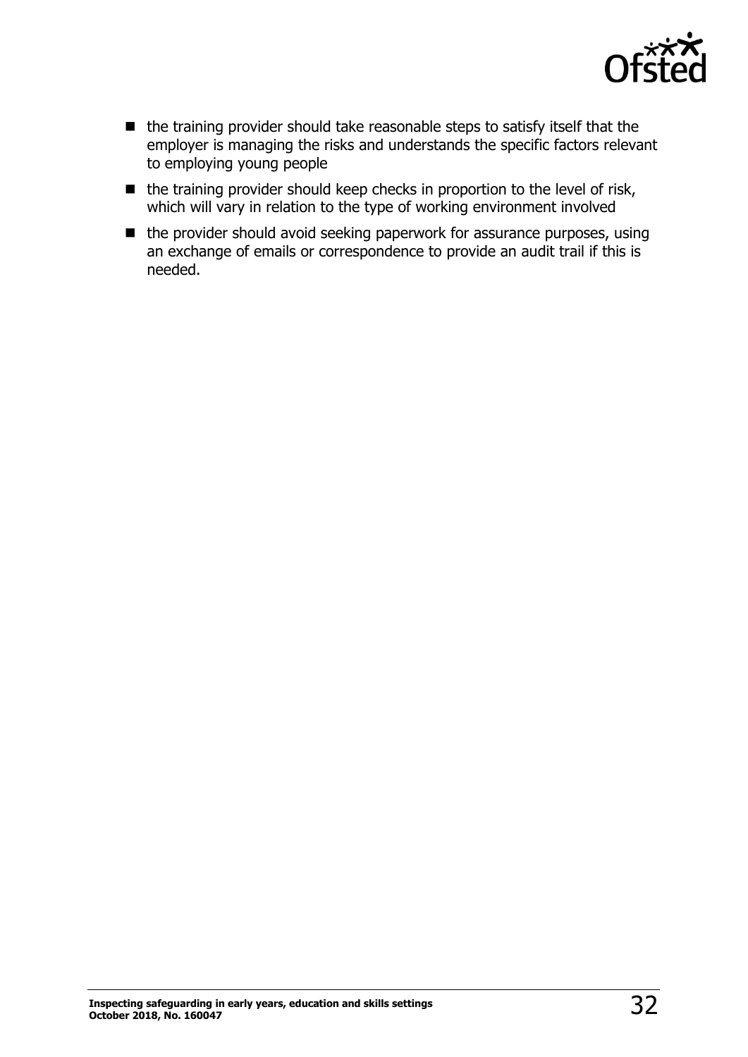- the training provider should take reasonable steps to satisfy itself that the employer is managing the risks and understands the specific factors relevant to employing young people
- the training provider should keep checks in proportion to the level of risk, which will vary in relation to the type of working environment involved
- the provider should avoid seeking paperwork for assurance purposes, using an exchange of emails or correspondence to provide an audit trail if this is needed.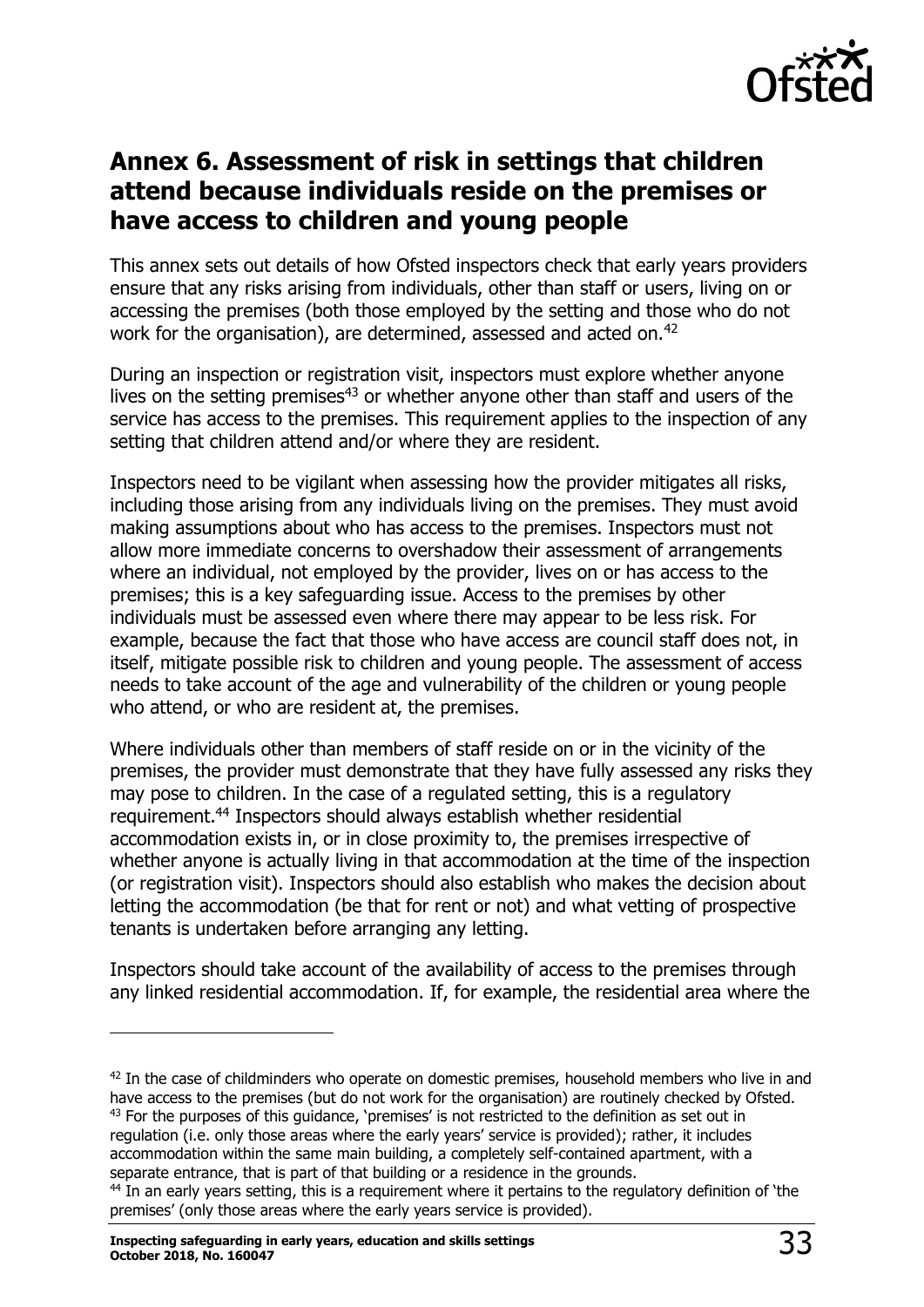## Annex 6. Assessment of risk in settings that children attend because individuals reside on the premises or have access to children and young people

This annex sets out details of how Ofsted inspectors check that early years providers ensure that any risks arising from individuals, other than staff or users, living on or accessing the premises (both those employed by the setting and those who do not work for the organisation), are determined, assessed and acted on.[42]

During an inspection or registration visit, inspectors must explore whether anyone lives on the setting premises[43] or whether anyone other than staff and users of the service has access to the premises. This requirement applies to the inspection of any setting that children attend and/or where they are resident.

Inspectors need to be vigilant when assessing how the provider mitigates all risks, including those arising from any individuals living on the premises. They must avoid making assumptions about who has access to the premises. Inspectors must not allow more immediate concerns to overshadow their assessment of arrangements where an individual, not employed by the provider, lives on or has access to the premises; this is a key safeguarding issue. Access to the premises by other individuals must be assessed even where there may appear to be less risk. For example, because the fact that those who have access are council staff does not, in itself, mitigate possible risk to children and young people. The assessment of access needs to take account of the age and vulnerability of the children or young people who attend, or who are resident at, the premises.

Where individuals other than members of staff reside on or in the vicinity of the premises, the provider must demonstrate that they have fully assessed any risks they may pose to children. In the case of a regulated setting, this is a regulatory requirement.[44] Inspectors should always establish whether residential accommodation exists in, or in close proximity to, the premises irrespective of whether anyone is actually living in that accommodation at the time of the inspection (or registration visit). Inspectors should also establish who makes the decision about letting the accommodation (be that for rent or not) and what vetting of prospective tenants is undertaken before arranging any letting.

Inspectors should take account of the availability of access to the premises through any linked residential accommodation. If, for example, the residential area where the

---

[42] In the case of childminders who operate on domestic premises, household members who live in and have access to the premises (but do not work for the organisation) are routinely checked by Ofsted.

[43] For the purposes of this guidance, 'premises' is not restricted to the definition as set out in regulation (i.e. only those areas where the early years' service is provided); rather, it includes accommodation within the same main building, a completely self-contained apartment, with a separate entrance, that is part of that building or a residence in the grounds.

[44] In an early years setting, this is a requirement where it pertains to the regulatory definition of 'the premises' (only those areas where the early years service is provided).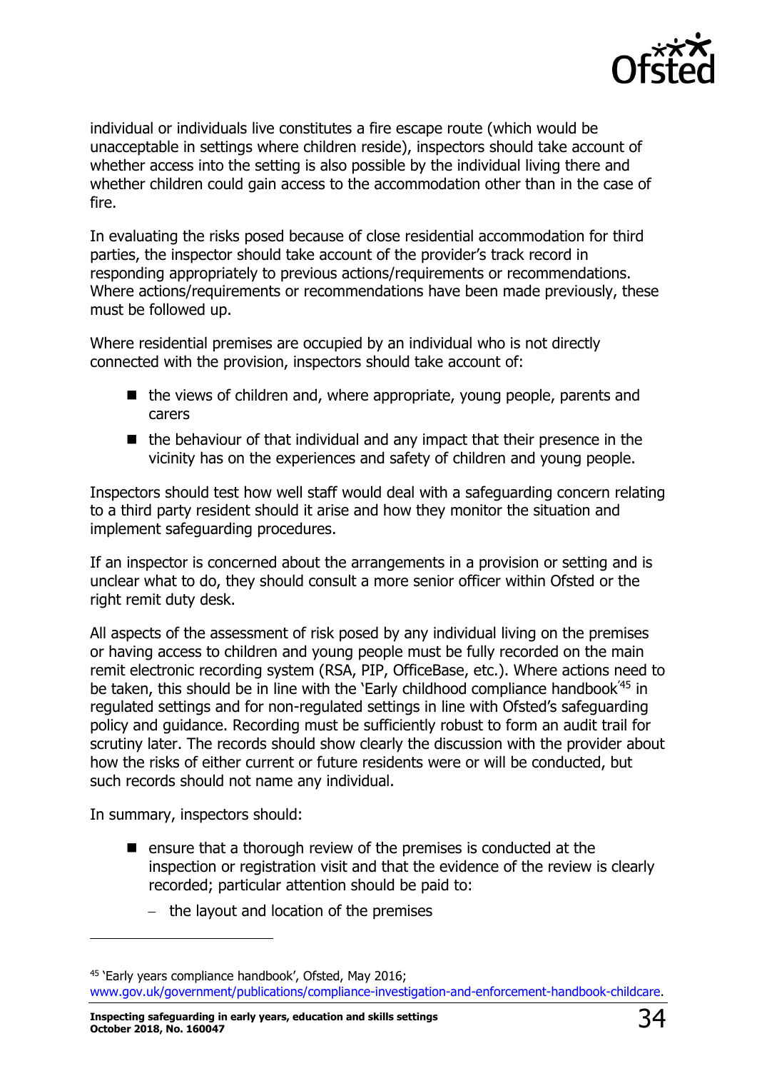individual or individuals live constitutes a fire escape route (which would be unacceptable in settings where children reside), inspectors should take account of whether access into the setting is also possible by the individual living there and whether children could gain access to the accommodation other than in the case of fire.

In evaluating the risks posed because of close residential accommodation for third parties, the inspector should take account of the provider's track record in responding appropriately to previous actions/requirements or recommendations. Where actions/requirements or recommendations have been made previously, these must be followed up.

Where residential premises are occupied by an individual who is not directly connected with the provision, inspectors should take account of:

- the views of children and, where appropriate, young people, parents and carers
- the behaviour of that individual and any impact that their presence in the vicinity has on the experiences and safety of children and young people.

Inspectors should test how well staff would deal with a safeguarding concern relating to a third party resident should it arise and how they monitor the situation and implement safeguarding procedures.

If an inspector is concerned about the arrangements in a provision or setting and is unclear what to do, they should consult a more senior officer within Ofsted or the right remit duty desk.

All aspects of the assessment of risk posed by any individual living on the premises or having access to children and young people must be fully recorded on the main remit electronic recording system (RSA, PIP, OfficeBase, etc.). Where actions need to be taken, this should be in line with the 'Early childhood compliance handbook'[45] in regulated settings and for non-regulated settings in line with Ofsted's safeguarding policy and guidance. Recording must be sufficiently robust to form an audit trail for scrutiny later. The records should show clearly the discussion with the provider about how the risks of either current or future residents were or will be conducted, but such records should not name any individual.

In summary, inspectors should:

- ensure that a thorough review of the premises is conducted at the inspection or registration visit and that the evidence of the review is clearly recorded; particular attention should be paid to:
  - the layout and location of the premises

[45] 'Early years compliance handbook', Ofsted, May 2016; www.gov.uk/government/publications/compliance-investigation-and-enforcement-handbook-childcare.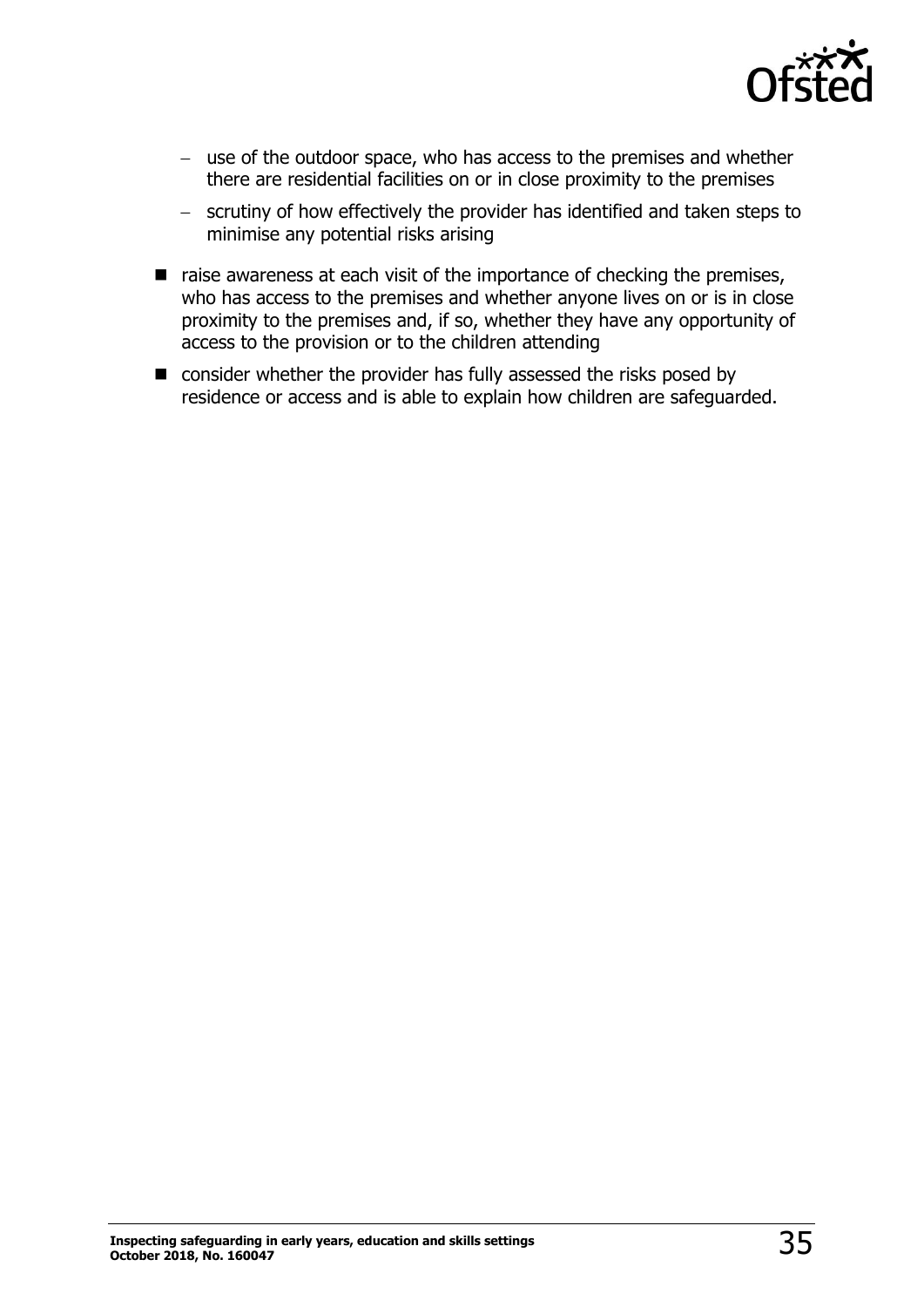- use of the outdoor space, who has access to the premises and whether there are residential facilities on or in close proximity to the premises
  - scrutiny of how effectively the provider has identified and taken steps to minimise any potential risks arising
- raise awareness at each visit of the importance of checking the premises, who has access to the premises and whether anyone lives on or is in close proximity to the premises and, if so, whether they have any opportunity of access to the provision or to the children attending
- consider whether the provider has fully assessed the risks posed by residence or access and is able to explain how children are safeguarded.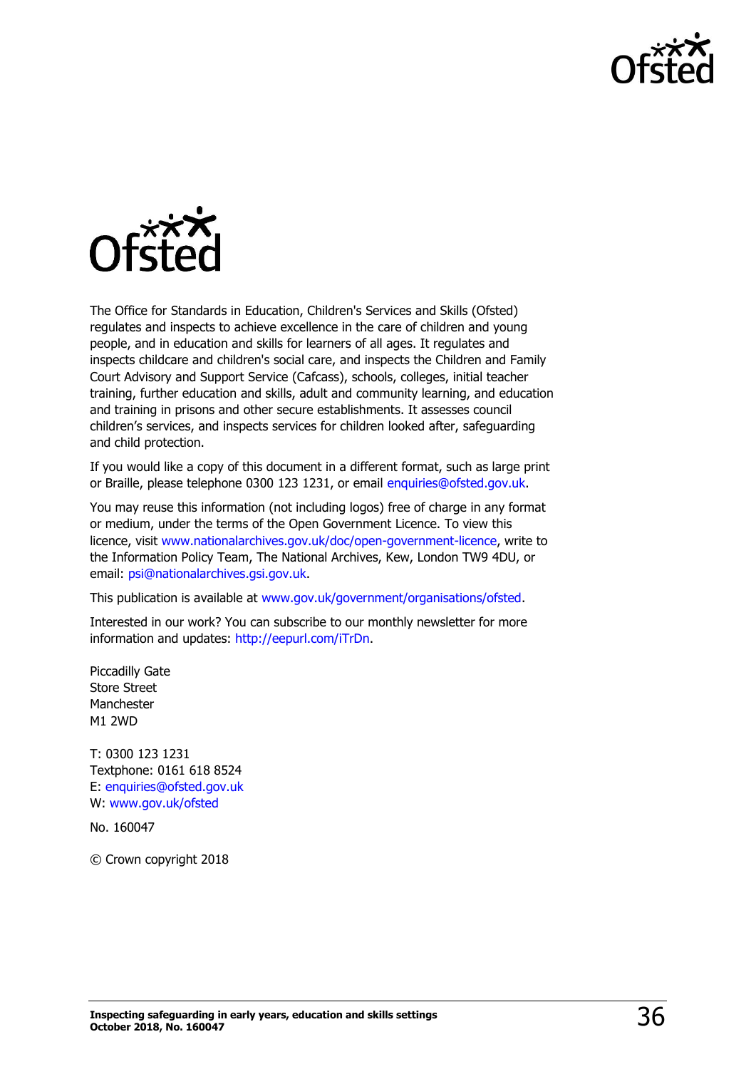The Office for Standards in Education, Children's Services and Skills (Ofsted) regulates and inspects to achieve excellence in the care of children and young people, and in education and skills for learners of all ages. It regulates and inspects childcare and children's social care, and inspects the Children and Family Court Advisory and Support Service (Cafcass), schools, colleges, initial teacher training, further education and skills, adult and community learning, and education and training in prisons and other secure establishments. It assesses council children's services, and inspects services for children looked after, safeguarding and child protection.

If you would like a copy of this document in a different format, such as large print or Braille, please telephone 0300 123 1231, or email enquiries@ofsted.gov.uk.

You may reuse this information (not including logos) free of charge in any format or medium, under the terms of the Open Government Licence. To view this licence, visit www.nationalarchives.gov.uk/doc/open-government-licence, write to the Information Policy Team, The National Archives, Kew, London TW9 4DU, or email: psi@nationalarchives.gsi.gov.uk.

This publication is available at www.gov.uk/government/organisations/ofsted.

Interested in our work? You can subscribe to our monthly newsletter for more information and updates: http://eepurl.com/iTrDn.

Piccadilly Gate  
Store Street  
Manchester  
M1 2WD

T: 0300 123 1231  
Textphone: 0161 618 8524  
E: enquiries@ofsted.gov.uk  
W: www.gov.uk/ofsted

No. 160047

© Crown copyright 2018